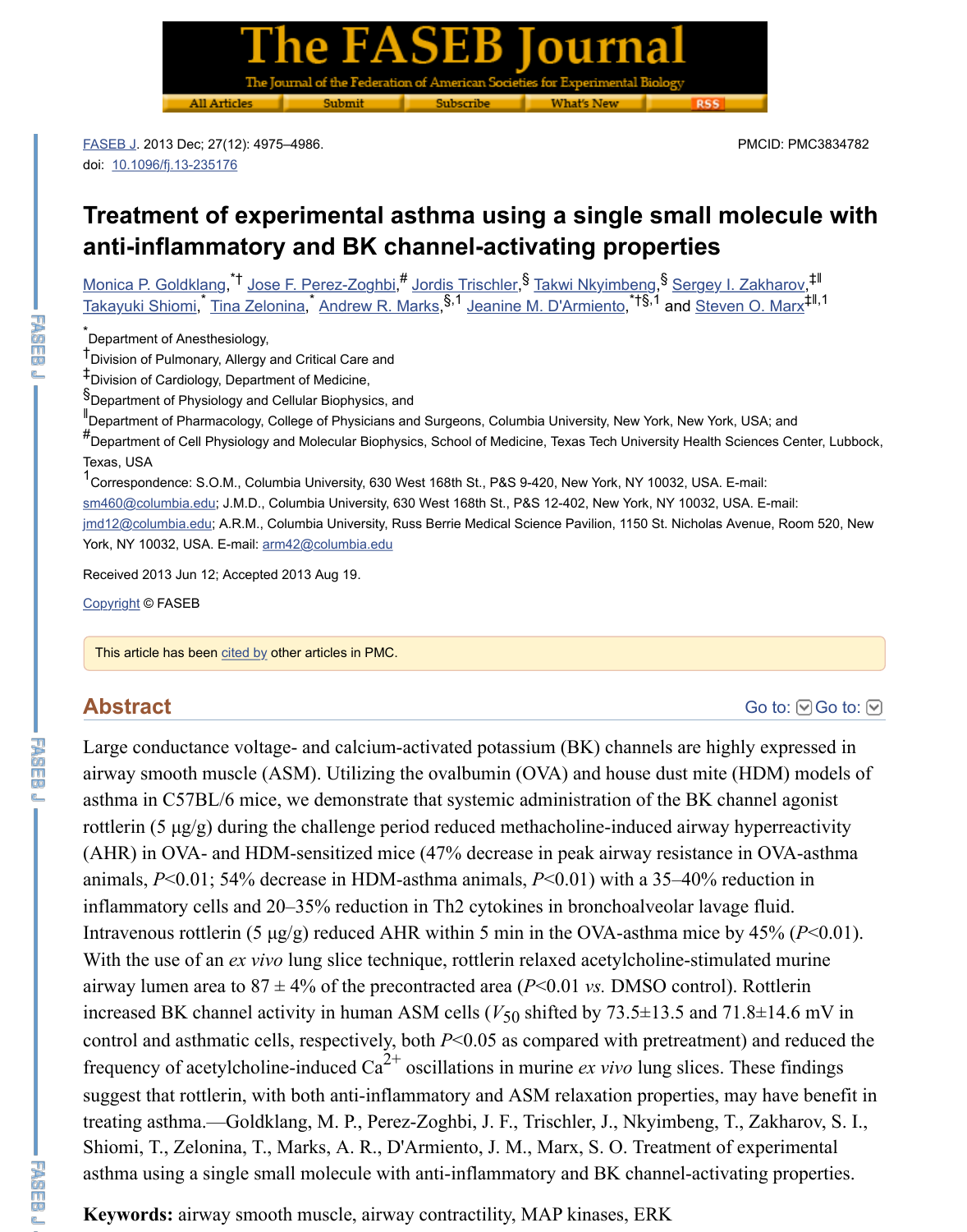FASEB J. 2013 Dec; 27(12): 4975–4986.
doi: 10.1096/fj.13-235176

PMCID: PMC3834782

# Treatment of experimental asthma using a single small molecule with anti-inflammatory and BK channel-activating properties

Monica P. Goldklang,[*,†] Jose F. Perez-Zoghbi,[#] Jordis Trischler,[§] Takwi Nkyimbeng,[§] Sergey I. Zakharov,[‡,‖] Takayuki Shiomi,[*] Tina Zelonina,[*] Andrew R. Marks,[§,1] Jeanine M. D'Armiento,[*,†,§,1] and Steven O. Marx[‡,‖,1]

[*]Department of Anesthesiology,
[†]Division of Pulmonary, Allergy and Critical Care and
[‡]Division of Cardiology, Department of Medicine,
[§]Department of Physiology and Cellular Biophysics, and
[‖]Department of Pharmacology, College of Physicians and Surgeons, Columbia University, New York, New York, USA; and
[#]Department of Cell Physiology and Molecular Biophysics, School of Medicine, Texas Tech University Health Sciences Center, Lubbock, Texas, USA
[1]Correspondence: S.O.M., Columbia University, 630 West 168th St., P&S 9-420, New York, NY 10032, USA. E-mail: sm460@columbia.edu; J.M.D., Columbia University, 630 West 168th St., P&S 12-402, New York, NY 10032, USA. E-mail: jmd12@columbia.edu; A.R.M., Columbia University, Russ Berrie Medical Science Pavilion, 1150 St. Nicholas Avenue, Room 520, New York, NY 10032, USA. E-mail: arm42@columbia.edu

Received 2013 Jun 12; Accepted 2013 Aug 19.

Copyright © FASEB

This article has been cited by other articles in PMC.

## Abstract

Large conductance voltage- and calcium-activated potassium (BK) channels are highly expressed in airway smooth muscle (ASM). Utilizing the ovalbumin (OVA) and house dust mite (HDM) models of asthma in C57BL/6 mice, we demonstrate that systemic administration of the BK channel agonist rottlerin (5 μg/g) during the challenge period reduced methacholine-induced airway hyperreactivity (AHR) in OVA- and HDM-sensitized mice (47% decrease in peak airway resistance in OVA-asthma animals, $P<0.01$; 54% decrease in HDM-asthma animals, $P<0.01$) with a 35–40% reduction in inflammatory cells and 20–35% reduction in Th2 cytokines in bronchoalveolar lavage fluid. Intravenous rottlerin (5 μg/g) reduced AHR within 5 min in the OVA-asthma mice by 45% ($P<0.01$). With the use of an *ex vivo* lung slice technique, rottlerin relaxed acetylcholine-stimulated murine airway lumen area to 87 ± 4% of the precontracted area ($P<0.01$ *vs.* DMSO control). Rottlerin increased BK channel activity in human ASM cells ($V_{50}$ shifted by 73.5±13.5 and 71.8±14.6 mV in control and asthmatic cells, respectively, both $P<0.05$ as compared with pretreatment) and reduced the frequency of acetylcholine-induced $Ca^{2+}$ oscillations in murine *ex vivo* lung slices. These findings suggest that rottlerin, with both anti-inflammatory and ASM relaxation properties, may have benefit in treating asthma.—Goldklang, M. P., Perez-Zoghbi, J. F., Trischler, J., Nkyimbeng, T., Zakharov, S. I., Shiomi, T., Zelonina, T., Marks, A. R., D'Armiento, J. M., Marx, S. O. Treatment of experimental asthma using a single small molecule with anti-inflammatory and BK channel-activating properties.

**Keywords:** airway smooth muscle, airway contractility, MAP kinases, ERK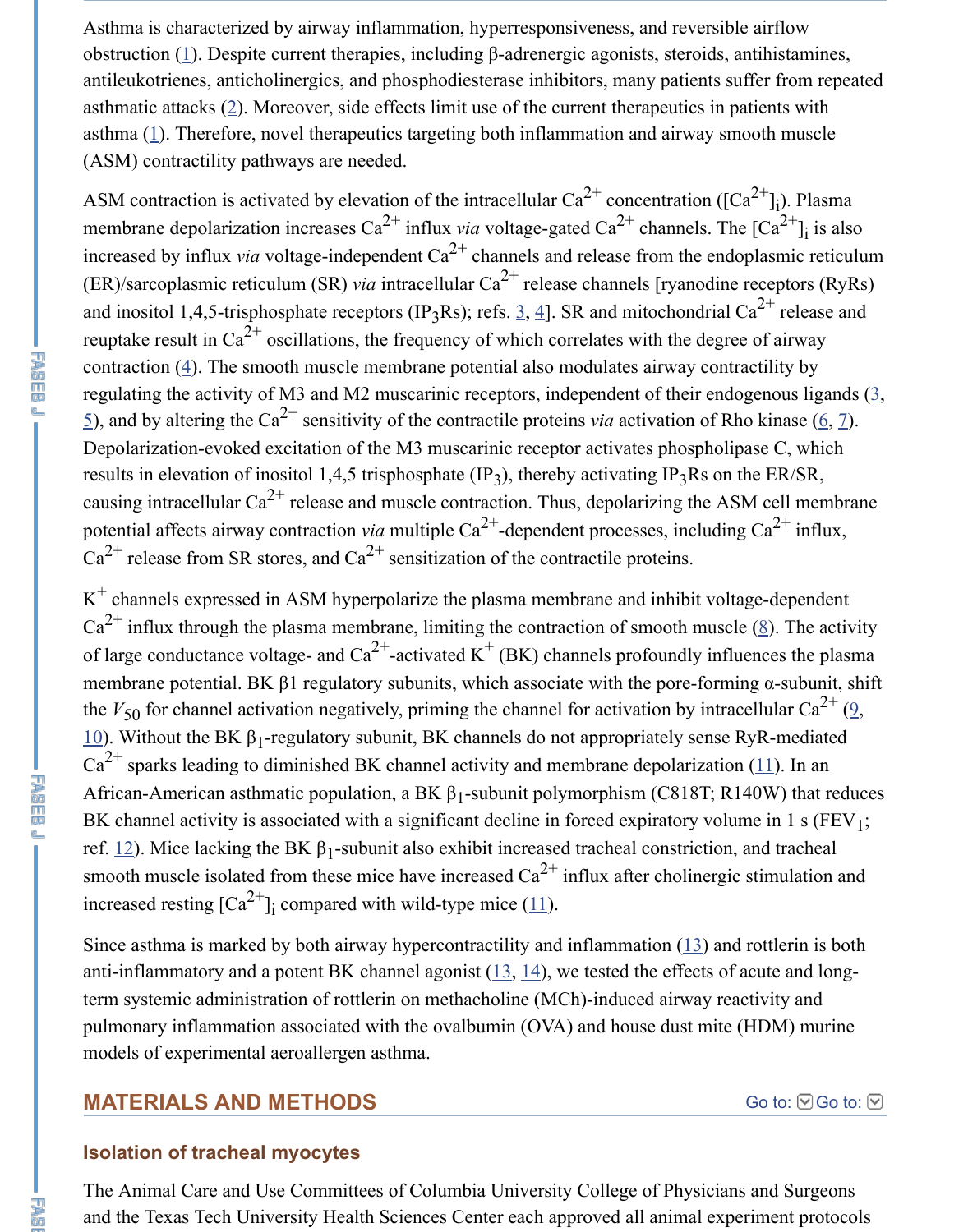Asthma is characterized by airway inflammation, hyperresponsiveness, and reversible airflow obstruction (1). Despite current therapies, including β-adrenergic agonists, steroids, antihistamines, antileukotrienes, anticholinergics, and phosphodiesterase inhibitors, many patients suffer from repeated asthmatic attacks (2). Moreover, side effects limit use of the current therapeutics in patients with asthma (1). Therefore, novel therapeutics targeting both inflammation and airway smooth muscle (ASM) contractility pathways are needed.

ASM contraction is activated by elevation of the intracellular $Ca^{2+}$ concentration ($[Ca^{2+}]_i$). Plasma membrane depolarization increases $Ca^{2+}$ influx *via* voltage-gated $Ca^{2+}$ channels. The $[Ca^{2+}]_i$ is also increased by influx *via* voltage-independent $Ca^{2+}$ channels and release from the endoplasmic reticulum (ER)/sarcoplasmic reticulum (SR) *via* intracellular $Ca^{2+}$ release channels [ryanodine receptors (RyRs) and inositol 1,4,5-trisphosphate receptors ($IP_3Rs$); refs. 3, 4]. SR and mitochondrial $Ca^{2+}$ release and reuptake result in $Ca^{2+}$ oscillations, the frequency of which correlates with the degree of airway contraction (4). The smooth muscle membrane potential also modulates airway contractility by regulating the activity of M3 and M2 muscarinic receptors, independent of their endogenous ligands (3, 5), and by altering the $Ca^{2+}$ sensitivity of the contractile proteins *via* activation of Rho kinase (6, 7). Depolarization-evoked excitation of the M3 muscarinic receptor activates phospholipase C, which results in elevation of inositol 1,4,5 trisphosphate ($IP_3$), thereby activating $IP_3Rs$ on the ER/SR, causing intracellular $Ca^{2+}$ release and muscle contraction. Thus, depolarizing the ASM cell membrane potential affects airway contraction *via* multiple $Ca^{2+}$-dependent processes, including $Ca^{2+}$ influx, $Ca^{2+}$ release from SR stores, and $Ca^{2+}$ sensitization of the contractile proteins.

$K^+$ channels expressed in ASM hyperpolarize the plasma membrane and inhibit voltage-dependent $Ca^{2+}$ influx through the plasma membrane, limiting the contraction of smooth muscle (8). The activity of large conductance voltage- and $Ca^{2+}$-activated $K^+$ (BK) channels profoundly influences the plasma membrane potential. BK β1 regulatory subunits, which associate with the pore-forming α-subunit, shift the $V_{50}$ for channel activation negatively, priming the channel for activation by intracellular $Ca^{2+}$ (9, 10). Without the BK $\beta_1$-regulatory subunit, BK channels do not appropriately sense RyR-mediated $Ca^{2+}$ sparks leading to diminished BK channel activity and membrane depolarization (11). In an African-American asthmatic population, a BK $\beta_1$-subunit polymorphism (C818T; R140W) that reduces BK channel activity is associated with a significant decline in forced expiratory volume in 1 s ($FEV_1$; ref. 12). Mice lacking the BK $\beta_1$-subunit also exhibit increased tracheal constriction, and tracheal smooth muscle isolated from these mice have increased $Ca^{2+}$ influx after cholinergic stimulation and increased resting $[Ca^{2+}]_i$ compared with wild-type mice (11).

Since asthma is marked by both airway hypercontractility and inflammation (13) and rottlerin is both anti-inflammatory and a potent BK channel agonist (13, 14), we tested the effects of acute and long-term systemic administration of rottlerin on methacholine (MCh)-induced airway reactivity and pulmonary inflammation associated with the ovalbumin (OVA) and house dust mite (HDM) murine models of experimental aeroallergen asthma.

## MATERIALS AND METHODS

### Isolation of tracheal myocytes

The Animal Care and Use Committees of Columbia University College of Physicians and Surgeons and the Texas Tech University Health Sciences Center each approved all animal experiment protocols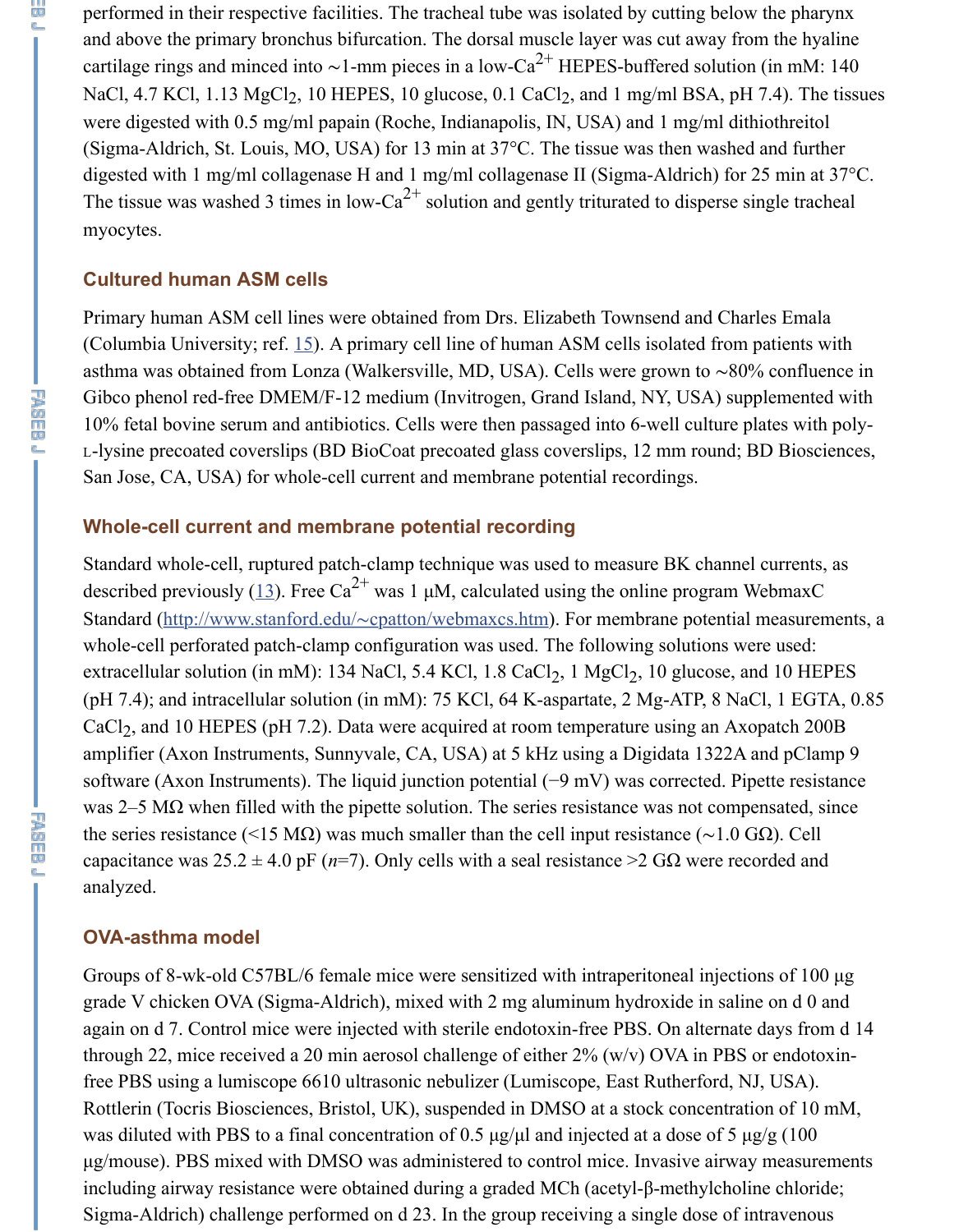performed in their respective facilities. The tracheal tube was isolated by cutting below the pharynx and above the primary bronchus bifurcation. The dorsal muscle layer was cut away from the hyaline cartilage rings and minced into ∼1-mm pieces in a low-$Ca^{2+}$ HEPES-buffered solution (in mM: 140 NaCl, 4.7 KCl, 1.13 $MgCl_2$, 10 HEPES, 10 glucose, 0.1 $CaCl_2$, and 1 mg/ml BSA, pH 7.4). The tissues were digested with 0.5 mg/ml papain (Roche, Indianapolis, IN, USA) and 1 mg/ml dithiothreitol (Sigma-Aldrich, St. Louis, MO, USA) for 13 min at 37°C. The tissue was then washed and further digested with 1 mg/ml collagenase H and 1 mg/ml collagenase II (Sigma-Aldrich) for 25 min at 37°C. The tissue was washed 3 times in low-$Ca^{2+}$ solution and gently triturated to disperse single tracheal myocytes.

## Cultured human ASM cells

Primary human ASM cell lines were obtained from Drs. Elizabeth Townsend and Charles Emala (Columbia University; ref. 15). A primary cell line of human ASM cells isolated from patients with asthma was obtained from Lonza (Walkersville, MD, USA). Cells were grown to ∼80% confluence in Gibco phenol red-free DMEM/F-12 medium (Invitrogen, Grand Island, NY, USA) supplemented with 10% fetal bovine serum and antibiotics. Cells were then passaged into 6-well culture plates with poly-L-lysine precoated coverslips (BD BioCoat precoated glass coverslips, 12 mm round; BD Biosciences, San Jose, CA, USA) for whole-cell current and membrane potential recordings.

## Whole-cell current and membrane potential recording

Standard whole-cell, ruptured patch-clamp technique was used to measure BK channel currents, as described previously (13). Free $Ca^{2+}$ was 1 μM, calculated using the online program WebmaxC Standard (http://www.stanford.edu/~cpatton/webmaxcs.htm). For membrane potential measurements, a whole-cell perforated patch-clamp configuration was used. The following solutions were used: extracellular solution (in mM): 134 NaCl, 5.4 KCl, 1.8 $CaCl_2$, 1 $MgCl_2$, 10 glucose, and 10 HEPES (pH 7.4); and intracellular solution (in mM): 75 KCl, 64 K-aspartate, 2 Mg-ATP, 8 NaCl, 1 EGTA, 0.85 $CaCl_2$, and 10 HEPES (pH 7.2). Data were acquired at room temperature using an Axopatch 200B amplifier (Axon Instruments, Sunnyvale, CA, USA) at 5 kHz using a Digidata 1322A and pClamp 9 software (Axon Instruments). The liquid junction potential (−9 mV) was corrected. Pipette resistance was 2–5 MΩ when filled with the pipette solution. The series resistance was not compensated, since the series resistance (<15 MΩ) was much smaller than the cell input resistance (∼1.0 GΩ). Cell capacitance was 25.2 ± 4.0 pF ($n$=7). Only cells with a seal resistance >2 GΩ were recorded and analyzed.

## OVA-asthma model

Groups of 8-wk-old C57BL/6 female mice were sensitized with intraperitoneal injections of 100 μg grade V chicken OVA (Sigma-Aldrich), mixed with 2 mg aluminum hydroxide in saline on d 0 and again on d 7. Control mice were injected with sterile endotoxin-free PBS. On alternate days from d 14 through 22, mice received a 20 min aerosol challenge of either 2% (w/v) OVA in PBS or endotoxin-free PBS using a lumiscope 6610 ultrasonic nebulizer (Lumiscope, East Rutherford, NJ, USA). Rottlerin (Tocris Biosciences, Bristol, UK), suspended in DMSO at a stock concentration of 10 mM, was diluted with PBS to a final concentration of 0.5 μg/μl and injected at a dose of 5 μg/g (100 μg/mouse). PBS mixed with DMSO was administered to control mice. Invasive airway measurements including airway resistance were obtained during a graded MCh (acetyl-β-methylcholine chloride; Sigma-Aldrich) challenge performed on d 23. In the group receiving a single dose of intravenous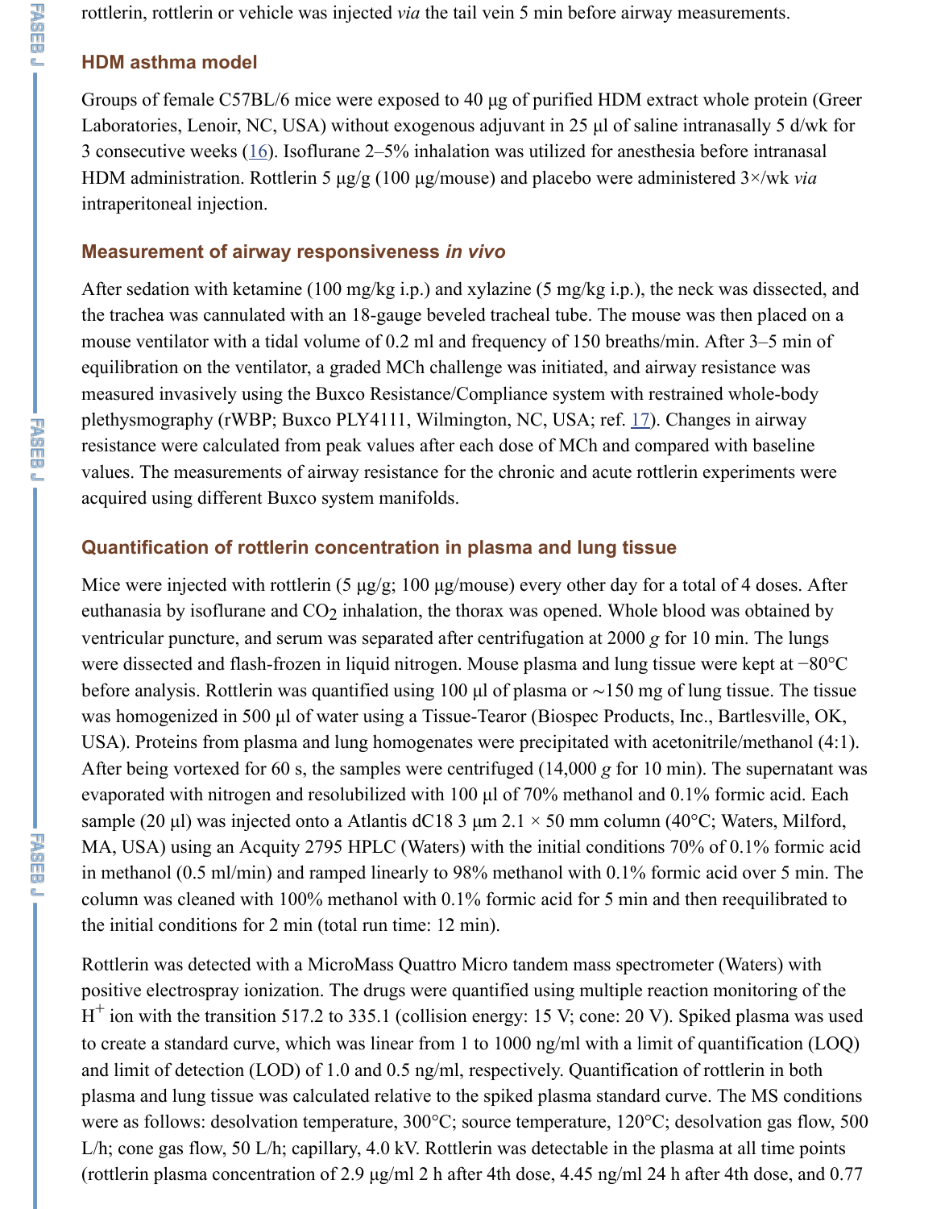rottlerin, rottlerin or vehicle was injected *via* the tail vein 5 min before airway measurements.

### HDM asthma model

Groups of female C57BL/6 mice were exposed to 40 μg of purified HDM extract whole protein (Greer Laboratories, Lenoir, NC, USA) without exogenous adjuvant in 25 μl of saline intranasally 5 d/wk for 3 consecutive weeks (16). Isoflurane 2–5% inhalation was utilized for anesthesia before intranasal HDM administration. Rottlerin 5 μg/g (100 μg/mouse) and placebo were administered 3×/wk *via* intraperitoneal injection.

### Measurement of airway responsiveness *in vivo*

After sedation with ketamine (100 mg/kg i.p.) and xylazine (5 mg/kg i.p.), the neck was dissected, and the trachea was cannulated with an 18-gauge beveled tracheal tube. The mouse was then placed on a mouse ventilator with a tidal volume of 0.2 ml and frequency of 150 breaths/min. After 3–5 min of equilibration on the ventilator, a graded MCh challenge was initiated, and airway resistance was measured invasively using the Buxco Resistance/Compliance system with restrained whole-body plethysmography (rWBP; Buxco PLY4111, Wilmington, NC, USA; ref. 17). Changes in airway resistance were calculated from peak values after each dose of MCh and compared with baseline values. The measurements of airway resistance for the chronic and acute rottlerin experiments were acquired using different Buxco system manifolds.

### Quantification of rottlerin concentration in plasma and lung tissue

Mice were injected with rottlerin (5 μg/g; 100 μg/mouse) every other day for a total of 4 doses. After euthanasia by isoflurane and $CO_2$ inhalation, the thorax was opened. Whole blood was obtained by ventricular puncture, and serum was separated after centrifugation at 2000 *g* for 10 min. The lungs were dissected and flash-frozen in liquid nitrogen. Mouse plasma and lung tissue were kept at −80°C before analysis. Rottlerin was quantified using 100 μl of plasma or ∼150 mg of lung tissue. The tissue was homogenized in 500 μl of water using a Tissue-Tearor (Biospec Products, Inc., Bartlesville, OK, USA). Proteins from plasma and lung homogenates were precipitated with acetonitrile/methanol (4:1). After being vortexed for 60 s, the samples were centrifuged (14,000 *g* for 10 min). The supernatant was evaporated with nitrogen and resolubilized with 100 μl of 70% methanol and 0.1% formic acid. Each sample (20 μl) was injected onto a Atlantis dC18 3 μm 2.1 × 50 mm column (40°C; Waters, Milford, MA, USA) using an Acquity 2795 HPLC (Waters) with the initial conditions 70% of 0.1% formic acid in methanol (0.5 ml/min) and ramped linearly to 98% methanol with 0.1% formic acid over 5 min. The column was cleaned with 100% methanol with 0.1% formic acid for 5 min and then reequilibrated to the initial conditions for 2 min (total run time: 12 min).

Rottlerin was detected with a MicroMass Quattro Micro tandem mass spectrometer (Waters) with positive electrospray ionization. The drugs were quantified using multiple reaction monitoring of the $H^+$ ion with the transition 517.2 to 335.1 (collision energy: 15 V; cone: 20 V). Spiked plasma was used to create a standard curve, which was linear from 1 to 1000 ng/ml with a limit of quantification (LOQ) and limit of detection (LOD) of 1.0 and 0.5 ng/ml, respectively. Quantification of rottlerin in both plasma and lung tissue was calculated relative to the spiked plasma standard curve. The MS conditions were as follows: desolvation temperature, 300°C; source temperature, 120°C; desolvation gas flow, 500 L/h; cone gas flow, 50 L/h; capillary, 4.0 kV. Rottlerin was detectable in the plasma at all time points (rottlerin plasma concentration of 2.9 μg/ml 2 h after 4th dose, 4.45 ng/ml 24 h after 4th dose, and 0.77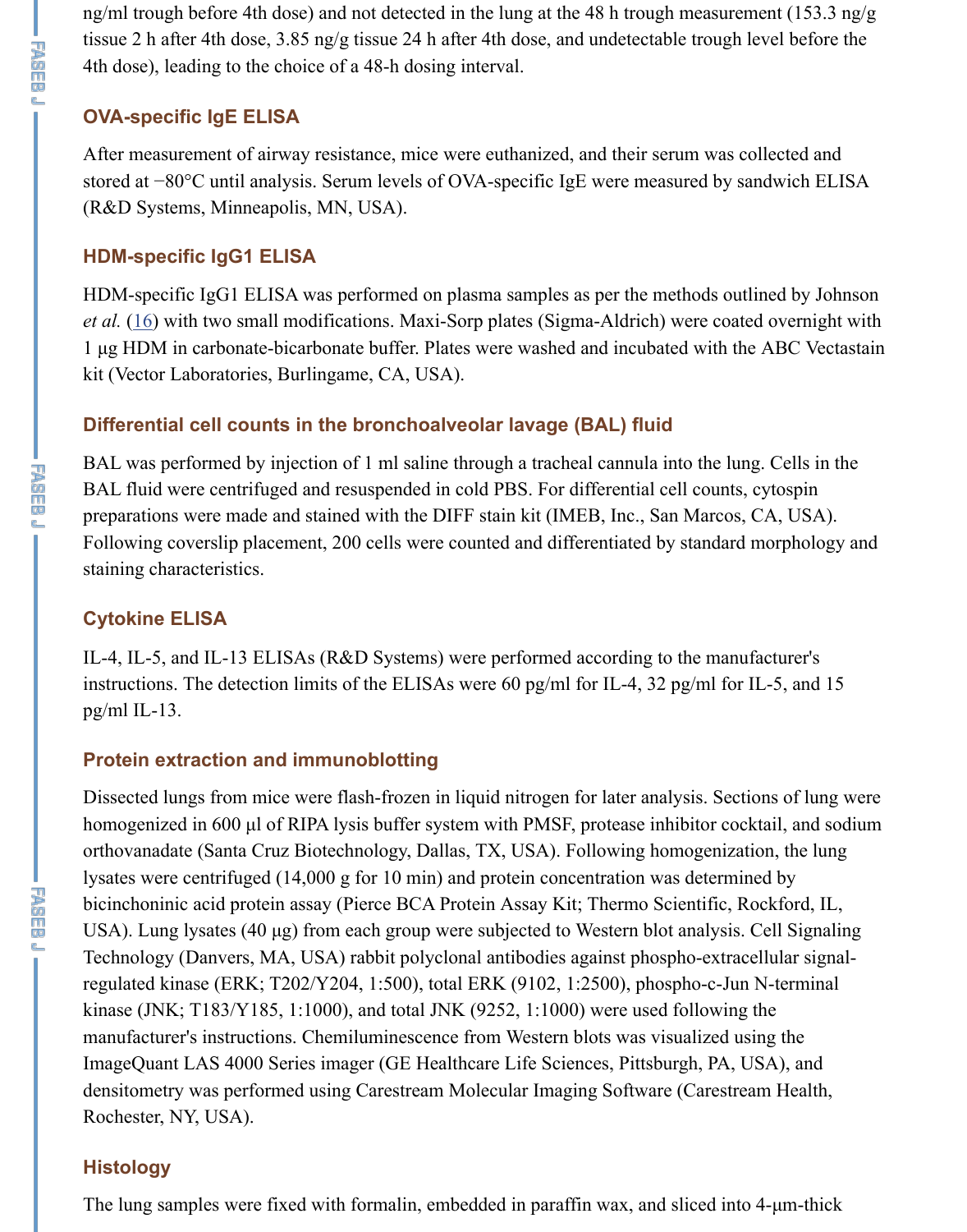ng/ml trough before 4th dose) and not detected in the lung at the 48 h trough measurement (153.3 ng/g tissue 2 h after 4th dose, 3.85 ng/g tissue 24 h after 4th dose, and undetectable trough level before the 4th dose), leading to the choice of a 48-h dosing interval.

### OVA-specific IgE ELISA

After measurement of airway resistance, mice were euthanized, and their serum was collected and stored at −80°C until analysis. Serum levels of OVA-specific IgE were measured by sandwich ELISA (R&D Systems, Minneapolis, MN, USA).

### HDM-specific IgG1 ELISA

HDM-specific IgG1 ELISA was performed on plasma samples as per the methods outlined by Johnson *et al.* (16) with two small modifications. Maxi-Sorp plates (Sigma-Aldrich) were coated overnight with 1 μg HDM in carbonate-bicarbonate buffer. Plates were washed and incubated with the ABC Vectastain kit (Vector Laboratories, Burlingame, CA, USA).

### Differential cell counts in the bronchoalveolar lavage (BAL) fluid

BAL was performed by injection of 1 ml saline through a tracheal cannula into the lung. Cells in the BAL fluid were centrifuged and resuspended in cold PBS. For differential cell counts, cytospin preparations were made and stained with the DIFF stain kit (IMEB, Inc., San Marcos, CA, USA). Following coverslip placement, 200 cells were counted and differentiated by standard morphology and staining characteristics.

### Cytokine ELISA

IL-4, IL-5, and IL-13 ELISAs (R&D Systems) were performed according to the manufacturer's instructions. The detection limits of the ELISAs were 60 pg/ml for IL-4, 32 pg/ml for IL-5, and 15 pg/ml IL-13.

### Protein extraction and immunoblotting

Dissected lungs from mice were flash-frozen in liquid nitrogen for later analysis. Sections of lung were homogenized in 600 μl of RIPA lysis buffer system with PMSF, protease inhibitor cocktail, and sodium orthovanadate (Santa Cruz Biotechnology, Dallas, TX, USA). Following homogenization, the lung lysates were centrifuged (14,000 g for 10 min) and protein concentration was determined by bicinchoninic acid protein assay (Pierce BCA Protein Assay Kit; Thermo Scientific, Rockford, IL, USA). Lung lysates (40 μg) from each group were subjected to Western blot analysis. Cell Signaling Technology (Danvers, MA, USA) rabbit polyclonal antibodies against phospho-extracellular signal-regulated kinase (ERK; T202/Y204, 1:500), total ERK (9102, 1:2500), phospho-c-Jun N-terminal kinase (JNK; T183/Y185, 1:1000), and total JNK (9252, 1:1000) were used following the manufacturer's instructions. Chemiluminescence from Western blots was visualized using the ImageQuant LAS 4000 Series imager (GE Healthcare Life Sciences, Pittsburgh, PA, USA), and densitometry was performed using Carestream Molecular Imaging Software (Carestream Health, Rochester, NY, USA).

### Histology

The lung samples were fixed with formalin, embedded in paraffin wax, and sliced into 4-μm-thick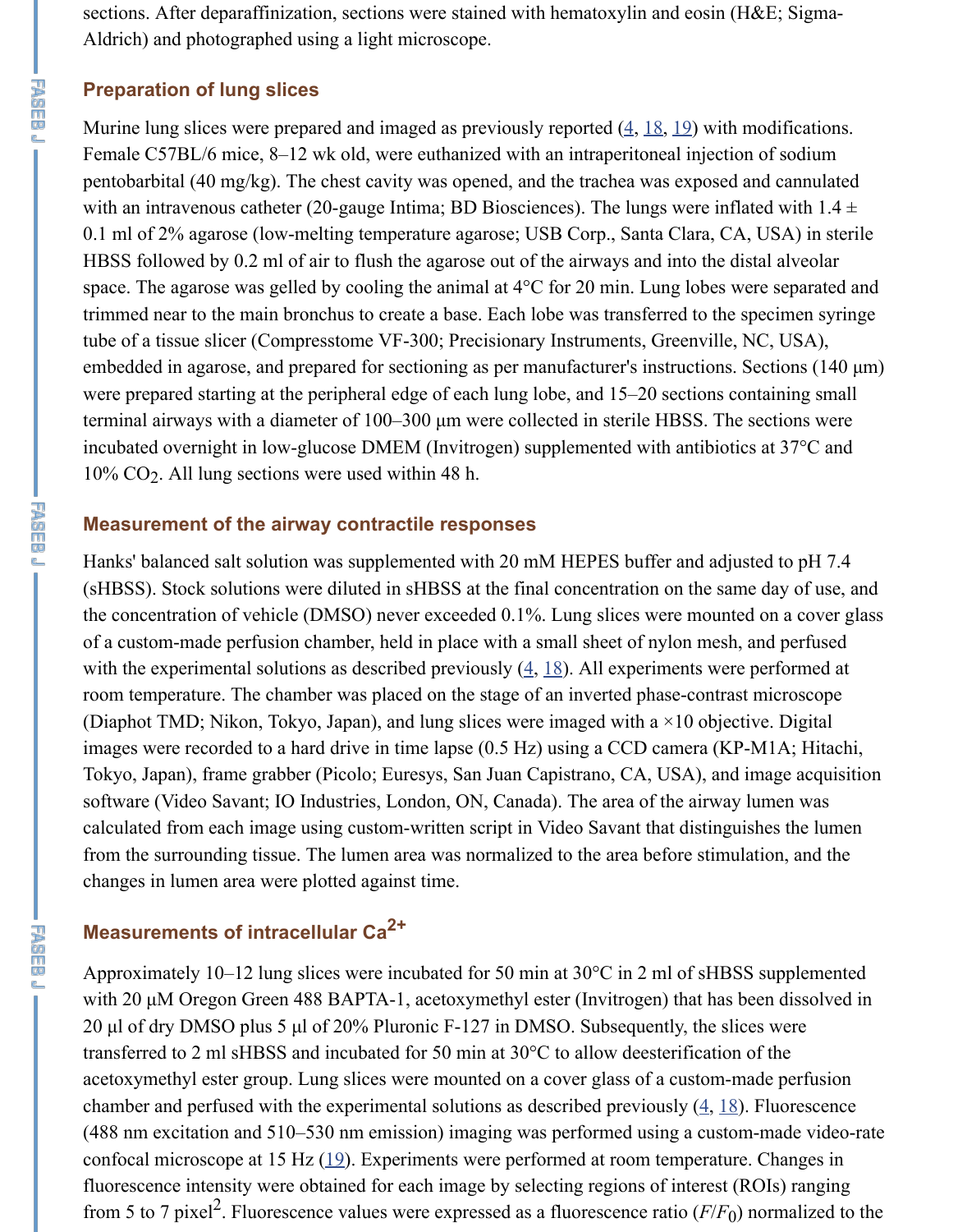sections. After deparaffinization, sections were stained with hematoxylin and eosin (H&E; Sigma-Aldrich) and photographed using a light microscope.

### Preparation of lung slices

Murine lung slices were prepared and imaged as previously reported (4, 18, 19) with modifications. Female C57BL/6 mice, 8–12 wk old, were euthanized with an intraperitoneal injection of sodium pentobarbital (40 mg/kg). The chest cavity was opened, and the trachea was exposed and cannulated with an intravenous catheter (20-gauge Intima; BD Biosciences). The lungs were inflated with 1.4 ± 0.1 ml of 2% agarose (low-melting temperature agarose; USB Corp., Santa Clara, CA, USA) in sterile HBSS followed by 0.2 ml of air to flush the agarose out of the airways and into the distal alveolar space. The agarose was gelled by cooling the animal at 4°C for 20 min. Lung lobes were separated and trimmed near to the main bronchus to create a base. Each lobe was transferred to the specimen syringe tube of a tissue slicer (Compresstome VF-300; Precisionary Instruments, Greenville, NC, USA), embedded in agarose, and prepared for sectioning as per manufacturer's instructions. Sections (140 μm) were prepared starting at the peripheral edge of each lung lobe, and 15–20 sections containing small terminal airways with a diameter of 100–300 μm were collected in sterile HBSS. The sections were incubated overnight in low-glucose DMEM (Invitrogen) supplemented with antibiotics at 37°C and 10% $CO_2$. All lung sections were used within 48 h.

### Measurement of the airway contractile responses

Hanks' balanced salt solution was supplemented with 20 mM HEPES buffer and adjusted to pH 7.4 (sHBSS). Stock solutions were diluted in sHBSS at the final concentration on the same day of use, and the concentration of vehicle (DMSO) never exceeded 0.1%. Lung slices were mounted on a cover glass of a custom-made perfusion chamber, held in place with a small sheet of nylon mesh, and perfused with the experimental solutions as described previously (4, 18). All experiments were performed at room temperature. The chamber was placed on the stage of an inverted phase-contrast microscope (Diaphot TMD; Nikon, Tokyo, Japan), and lung slices were imaged with a ×10 objective. Digital images were recorded to a hard drive in time lapse (0.5 Hz) using a CCD camera (KP-M1A; Hitachi, Tokyo, Japan), frame grabber (Picolo; Euresys, San Juan Capistrano, CA, USA), and image acquisition software (Video Savant; IO Industries, London, ON, Canada). The area of the airway lumen was calculated from each image using custom-written script in Video Savant that distinguishes the lumen from the surrounding tissue. The lumen area was normalized to the area before stimulation, and the changes in lumen area were plotted against time.

### Measurements of intracellular $Ca^{2+}$

Approximately 10–12 lung slices were incubated for 50 min at 30°C in 2 ml of sHBSS supplemented with 20 μM Oregon Green 488 BAPTA-1, acetoxymethyl ester (Invitrogen) that has been dissolved in 20 μl of dry DMSO plus 5 μl of 20% Pluronic F-127 in DMSO. Subsequently, the slices were transferred to 2 ml sHBSS and incubated for 50 min at 30°C to allow deesterification of the acetoxymethyl ester group. Lung slices were mounted on a cover glass of a custom-made perfusion chamber and perfused with the experimental solutions as described previously (4, 18). Fluorescence (488 nm excitation and 510–530 nm emission) imaging was performed using a custom-made video-rate confocal microscope at 15 Hz (19). Experiments were performed at room temperature. Changes in fluorescence intensity were obtained for each image by selecting regions of interest (ROIs) ranging from 5 to 7 $pixel^2$. Fluorescence values were expressed as a fluorescence ratio ($F/F_0$) normalized to the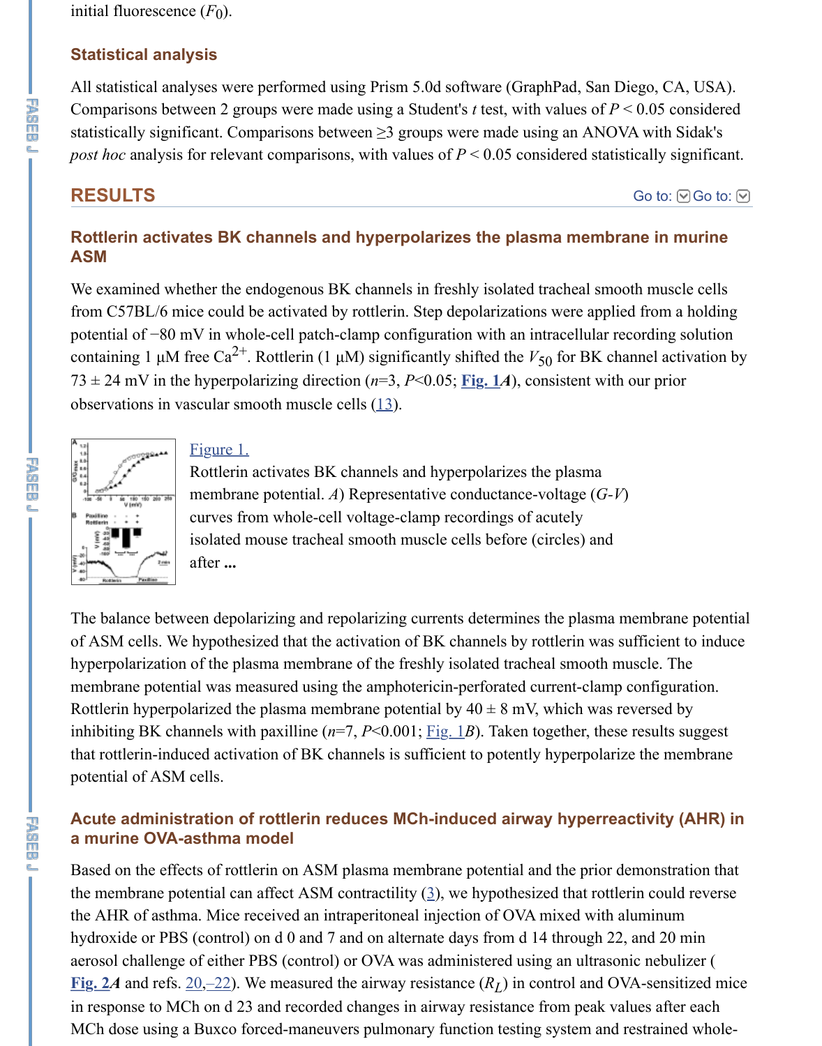initial fluorescence ($F_0$).

### Statistical analysis

All statistical analyses were performed using Prism 5.0d software (GraphPad, San Diego, CA, USA). Comparisons between 2 groups were made using a Student's *t* test, with values of $P < 0.05$ considered statistically significant. Comparisons between ≥3 groups were made using an ANOVA with Sidak's *post hoc* analysis for relevant comparisons, with values of $P < 0.05$ considered statistically significant.

## RESULTS

### Rottlerin activates BK channels and hyperpolarizes the plasma membrane in murine ASM

We examined whether the endogenous BK channels in freshly isolated tracheal smooth muscle cells from C57BL/6 mice could be activated by rottlerin. Step depolarizations were applied from a holding potential of −80 mV in whole-cell patch-clamp configuration with an intracellular recording solution containing 1 μM free $Ca^{2+}$. Rottlerin (1 μM) significantly shifted the $V_{50}$ for BK channel activation by 73 ± 24 mV in the hyperpolarizing direction ($n$=3, $P$<0.05; Fig. 1*A*), consistent with our prior observations in vascular smooth muscle cells (13).

Figure 1.
Rottlerin activates BK channels and hyperpolarizes the plasma membrane potential. *A*) Representative conductance-voltage (*G-V*) curves from whole-cell voltage-clamp recordings of acutely isolated mouse tracheal smooth muscle cells before (circles) and after ...

The balance between depolarizing and repolarizing currents determines the plasma membrane potential of ASM cells. We hypothesized that the activation of BK channels by rottlerin was sufficient to induce hyperpolarization of the plasma membrane of the freshly isolated tracheal smooth muscle. The membrane potential was measured using the amphotericin-perforated current-clamp configuration. Rottlerin hyperpolarized the plasma membrane potential by 40 ± 8 mV, which was reversed by inhibiting BK channels with paxilline ($n$=7, $P$<0.001; Fig. 1*B*). Taken together, these results suggest that rottlerin-induced activation of BK channels is sufficient to potently hyperpolarize the membrane potential of ASM cells.

### Acute administration of rottlerin reduces MCh-induced airway hyperreactivity (AHR) in a murine OVA-asthma model

Based on the effects of rottlerin on ASM plasma membrane potential and the prior demonstration that the membrane potential can affect ASM contractility (3), we hypothesized that rottlerin could reverse the AHR of asthma. Mice received an intraperitoneal injection of OVA mixed with aluminum hydroxide or PBS (control) on d 0 and 7 and on alternate days from d 14 through 22, and 20 min aerosol challenge of either PBS (control) or OVA was administered using an ultrasonic nebulizer (**Fig. 2*A*** and refs. 20,–22). We measured the airway resistance ($R_L$) in control and OVA-sensitized mice in response to MCh on d 23 and recorded changes in airway resistance from peak values after each MCh dose using a Buxco forced-maneuvers pulmonary function testing system and restrained whole-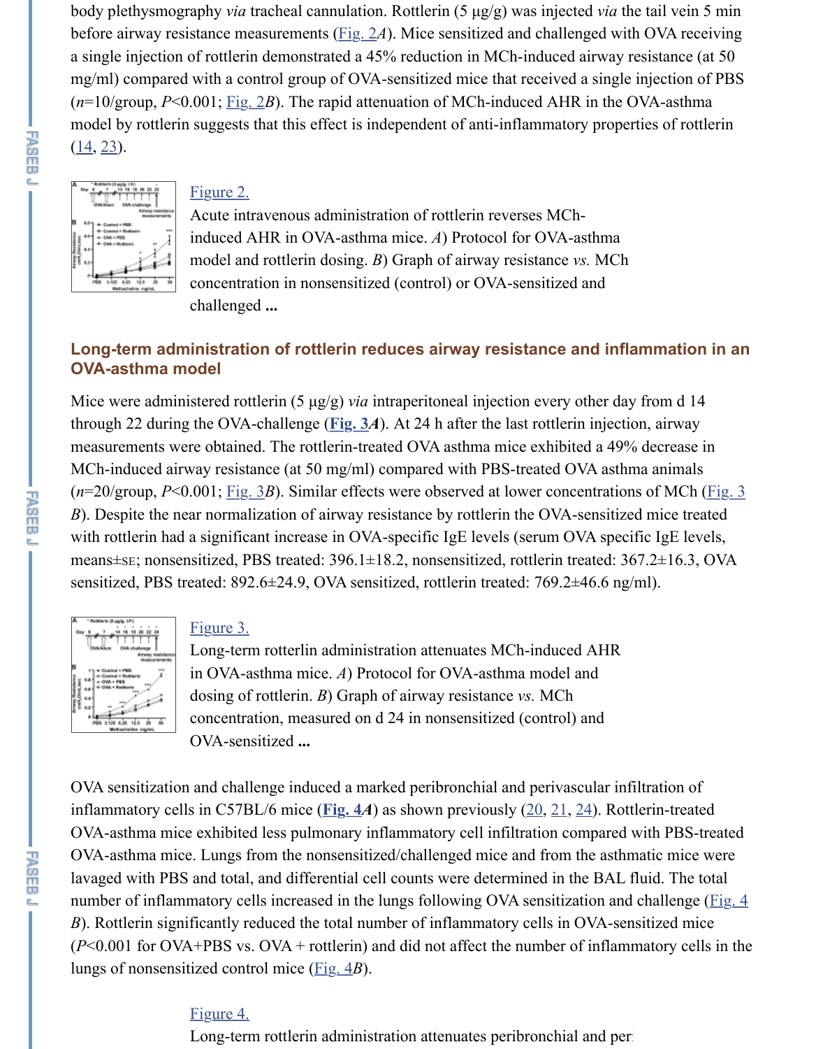body plethysmography *via* tracheal cannulation. Rottlerin (5 μg/g) was injected *via* the tail vein 5 min before airway resistance measurements (Fig. 2*A*). Mice sensitized and challenged with OVA receiving a single injection of rottlerin demonstrated a 45% reduction in MCh-induced airway resistance (at 50 mg/ml) compared with a control group of OVA-sensitized mice that received a single injection of PBS ($n$=10/group, $P$<0.001; Fig. 2*B*). The rapid attenuation of MCh-induced AHR in the OVA-asthma model by rottlerin suggests that this effect is independent of anti-inflammatory properties of rottlerin (14, 23).

Figure 2.

Acute intravenous administration of rottlerin reverses MCh-induced AHR in OVA-asthma mice. *A*) Protocol for OVA-asthma model and rottlerin dosing. *B*) Graph of airway resistance *vs.* MCh concentration in nonsensitized (control) or OVA-sensitized and challenged **...**

## Long-term administration of rottlerin reduces airway resistance and inflammation in an OVA-asthma model

Mice were administered rottlerin (5 μg/g) *via* intraperitoneal injection every other day from d 14 through 22 during the OVA-challenge (**Fig. 3*A***). At 24 h after the last rottlerin injection, airway measurements were obtained. The rottlerin-treated OVA asthma mice exhibited a 49% decrease in MCh-induced airway resistance (at 50 mg/ml) compared with PBS-treated OVA asthma animals ($n$=20/group, $P$<0.001; Fig. 3*B*). Similar effects were observed at lower concentrations of MCh (Fig. 3 *B*). Despite the near normalization of airway resistance by rottlerin the OVA-sensitized mice treated with rottlerin had a significant increase in OVA-specific IgE levels (serum OVA specific IgE levels, means±SE; nonsensitized, PBS treated: 396.1±18.2, nonsensitized, rottlerin treated: 367.2±16.3, OVA sensitized, PBS treated: 892.6±24.9, OVA sensitized, rottlerin treated: 769.2±46.6 ng/ml).

Figure 3.

Long-term rotterlin administration attenuates MCh-induced AHR in OVA-asthma mice. *A*) Protocol for OVA-asthma model and dosing of rottlerin. *B*) Graph of airway resistance *vs.* MCh concentration, measured on d 24 in nonsensitized (control) and OVA-sensitized **...**

OVA sensitization and challenge induced a marked peribronchial and perivascular infiltration of inflammatory cells in C57BL/6 mice (**Fig. 4*A***) as shown previously (20, 21, 24). Rottlerin-treated OVA-asthma mice exhibited less pulmonary inflammatory cell infiltration compared with PBS-treated OVA-asthma mice. Lungs from the nonsensitized/challenged mice and from the asthmatic mice were lavaged with PBS and total, and differential cell counts were determined in the BAL fluid. The total number of inflammatory cells increased in the lungs following OVA sensitization and challenge (Fig. 4 *B*). Rottlerin significantly reduced the total number of inflammatory cells in OVA-sensitized mice ($P$<0.001 for OVA+PBS vs. OVA + rottlerin) and did not affect the number of inflammatory cells in the lungs of nonsensitized control mice (Fig. 4*B*).

Figure 4.

Long-term rottlerin administration attenuates peribronchial and per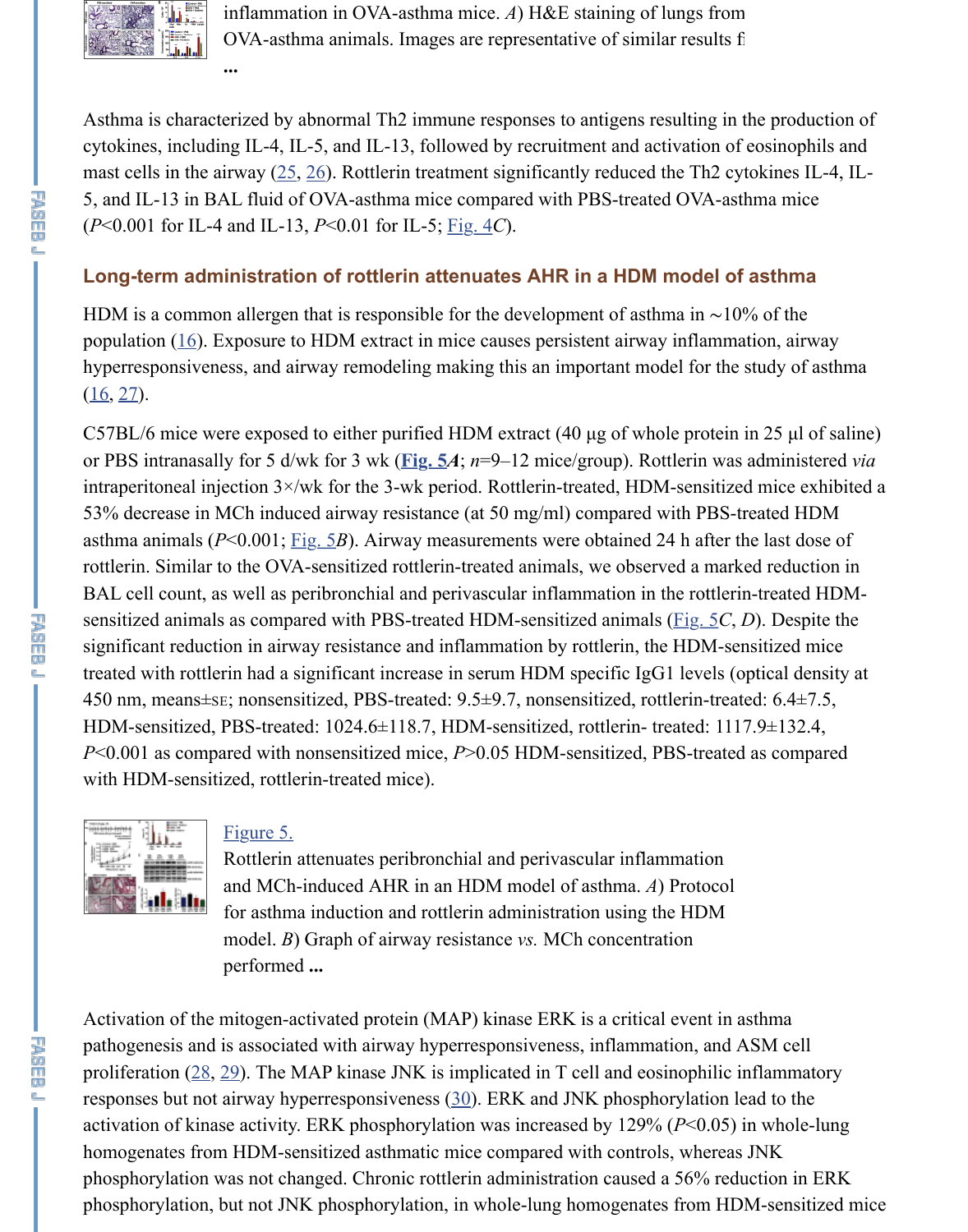inflammation in OVA-asthma mice. *A*) H&E staining of lungs from OVA-asthma animals. Images are representative of similar results f

...

Asthma is characterized by abnormal Th2 immune responses to antigens resulting in the production of cytokines, including IL-4, IL-5, and IL-13, followed by recruitment and activation of eosinophils and mast cells in the airway (25, 26). Rottlerin treatment significantly reduced the Th2 cytokines IL-4, IL-5, and IL-13 in BAL fluid of OVA-asthma mice compared with PBS-treated OVA-asthma mice ($P<0.001$ for IL-4 and IL-13, $P<0.01$ for IL-5; Fig. 4*C*).

### Long-term administration of rottlerin attenuates AHR in a HDM model of asthma

HDM is a common allergen that is responsible for the development of asthma in ∼10% of the population (16). Exposure to HDM extract in mice causes persistent airway inflammation, airway hyperresponsiveness, and airway remodeling making this an important model for the study of asthma (16, 27).

C57BL/6 mice were exposed to either purified HDM extract (40 μg of whole protein in 25 μl of saline) or PBS intranasally for 5 d/wk for 3 wk (**Fig. 5*A***; $n$=9–12 mice/group). Rottlerin was administered *via* intraperitoneal injection 3×/wk for the 3-wk period. Rottlerin-treated, HDM-sensitized mice exhibited a 53% decrease in MCh induced airway resistance (at 50 mg/ml) compared with PBS-treated HDM asthma animals ($P<0.001$; Fig. 5*B*). Airway measurements were obtained 24 h after the last dose of rottlerin. Similar to the OVA-sensitized rottlerin-treated animals, we observed a marked reduction in BAL cell count, as well as peribronchial and perivascular inflammation in the rottlerin-treated HDM-sensitized animals as compared with PBS-treated HDM-sensitized animals (Fig. 5*C*, *D*). Despite the significant reduction in airway resistance and inflammation by rottlerin, the HDM-sensitized mice treated with rottlerin had a significant increase in serum HDM specific IgG1 levels (optical density at 450 nm, means±SE; nonsensitized, PBS-treated: 9.5±9.7, nonsensitized, rottlerin-treated: 6.4±7.5, HDM-sensitized, PBS-treated: 1024.6±118.7, HDM-sensitized, rottlerin- treated: 1117.9±132.4, $P<0.001$ as compared with nonsensitized mice, $P>0.05$ HDM-sensitized, PBS-treated as compared with HDM-sensitized, rottlerin-treated mice).

Figure 5.

Rottlerin attenuates peribronchial and perivascular inflammation and MCh-induced AHR in an HDM model of asthma. *A*) Protocol for asthma induction and rottlerin administration using the HDM model. *B*) Graph of airway resistance *vs.* MCh concentration performed **...**

Activation of the mitogen-activated protein (MAP) kinase ERK is a critical event in asthma pathogenesis and is associated with airway hyperresponsiveness, inflammation, and ASM cell proliferation (28, 29). The MAP kinase JNK is implicated in T cell and eosinophilic inflammatory responses but not airway hyperresponsiveness (30). ERK and JNK phosphorylation lead to the activation of kinase activity. ERK phosphorylation was increased by 129% ($P<0.05$) in whole-lung homogenates from HDM-sensitized asthmatic mice compared with controls, whereas JNK phosphorylation was not changed. Chronic rottlerin administration caused a 56% reduction in ERK phosphorylation, but not JNK phosphorylation, in whole-lung homogenates from HDM-sensitized mice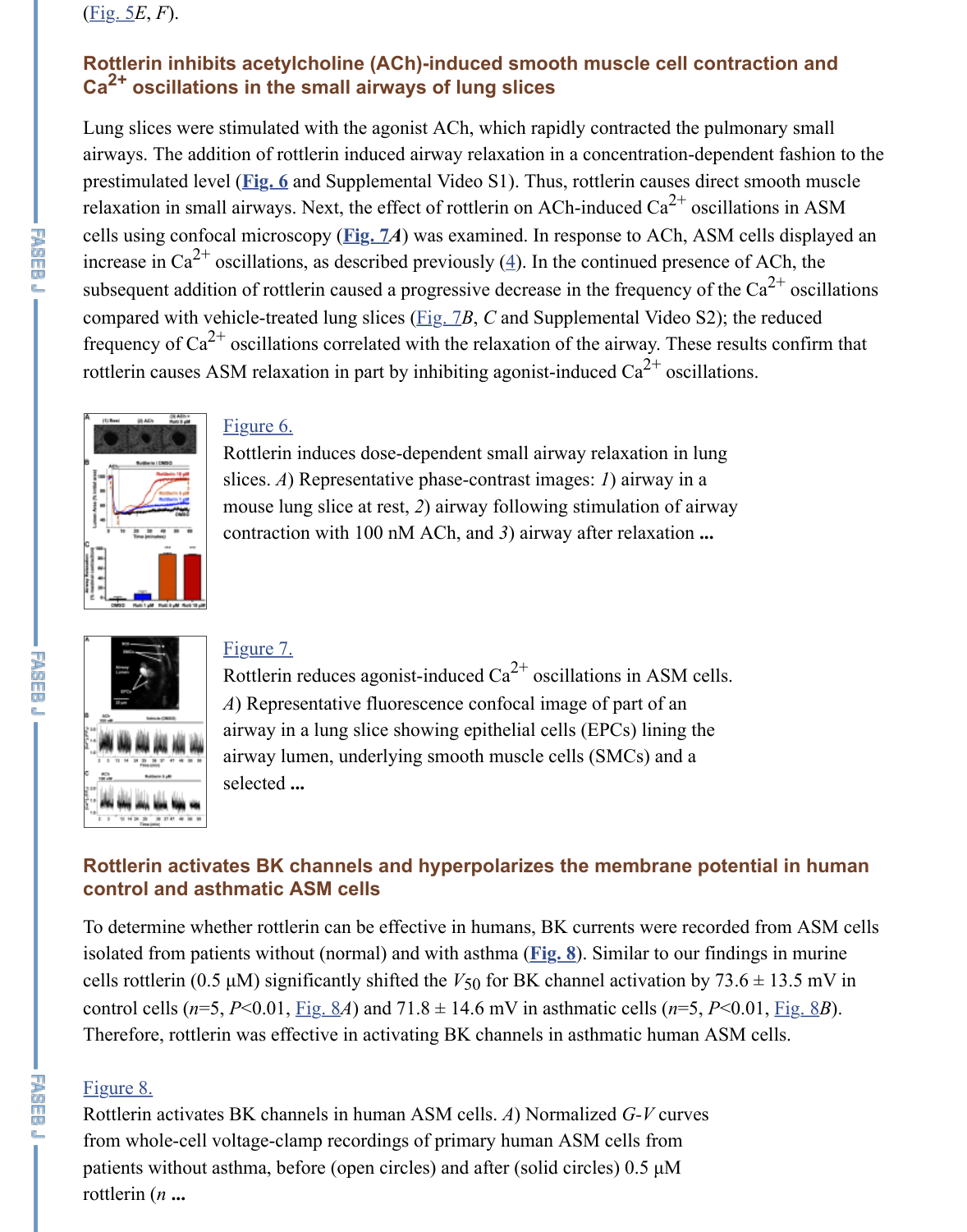(Fig. 5E, F).

## Rottlerin inhibits acetylcholine (ACh)-induced smooth muscle cell contraction and $Ca^{2+}$ oscillations in the small airways of lung slices

Lung slices were stimulated with the agonist ACh, which rapidly contracted the pulmonary small airways. The addition of rottlerin induced airway relaxation in a concentration-dependent fashion to the prestimulated level (**Fig. 6** and Supplemental Video S1). Thus, rottlerin causes direct smooth muscle relaxation in small airways. Next, the effect of rottlerin on ACh-induced $Ca^{2+}$ oscillations in ASM cells using confocal microscopy (**Fig. 7*A***) was examined. In response to ACh, ASM cells displayed an increase in $Ca^{2+}$ oscillations, as described previously (4). In the continued presence of ACh, the subsequent addition of rottlerin caused a progressive decrease in the frequency of the $Ca^{2+}$ oscillations compared with vehicle-treated lung slices (Fig. 7*B*, *C* and Supplemental Video S2); the reduced frequency of $Ca^{2+}$ oscillations correlated with the relaxation of the airway. These results confirm that rottlerin causes ASM relaxation in part by inhibiting agonist-induced $Ca^{2+}$ oscillations.

Figure 6.
Rottlerin induces dose-dependent small airway relaxation in lung slices. *A*) Representative phase-contrast images: *1*) airway in a mouse lung slice at rest, *2*) airway following stimulation of airway contraction with 100 nM ACh, and *3*) airway after relaxation **...**

Figure 7.
Rottlerin reduces agonist-induced $Ca^{2+}$ oscillations in ASM cells. *A*) Representative fluorescence confocal image of part of an airway in a lung slice showing epithelial cells (EPCs) lining the airway lumen, underlying smooth muscle cells (SMCs) and a selected **...**

## Rottlerin activates BK channels and hyperpolarizes the membrane potential in human control and asthmatic ASM cells

To determine whether rottlerin can be effective in humans, BK currents were recorded from ASM cells isolated from patients without (normal) and with asthma (**Fig. 8**). Similar to our findings in murine cells rottlerin (0.5 μM) significantly shifted the $V_{50}$ for BK channel activation by 73.6 ± 13.5 mV in control cells ($n$=5, $P$<0.01, Fig. 8*A*) and 71.8 ± 14.6 mV in asthmatic cells ($n$=5, $P$<0.01, Fig. 8*B*). Therefore, rottlerin was effective in activating BK channels in asthmatic human ASM cells.

Figure 8.
Rottlerin activates BK channels in human ASM cells. *A*) Normalized *G-V* curves from whole-cell voltage-clamp recordings of primary human ASM cells from patients without asthma, before (open circles) and after (solid circles) 0.5 μM rottlerin (*n* **...**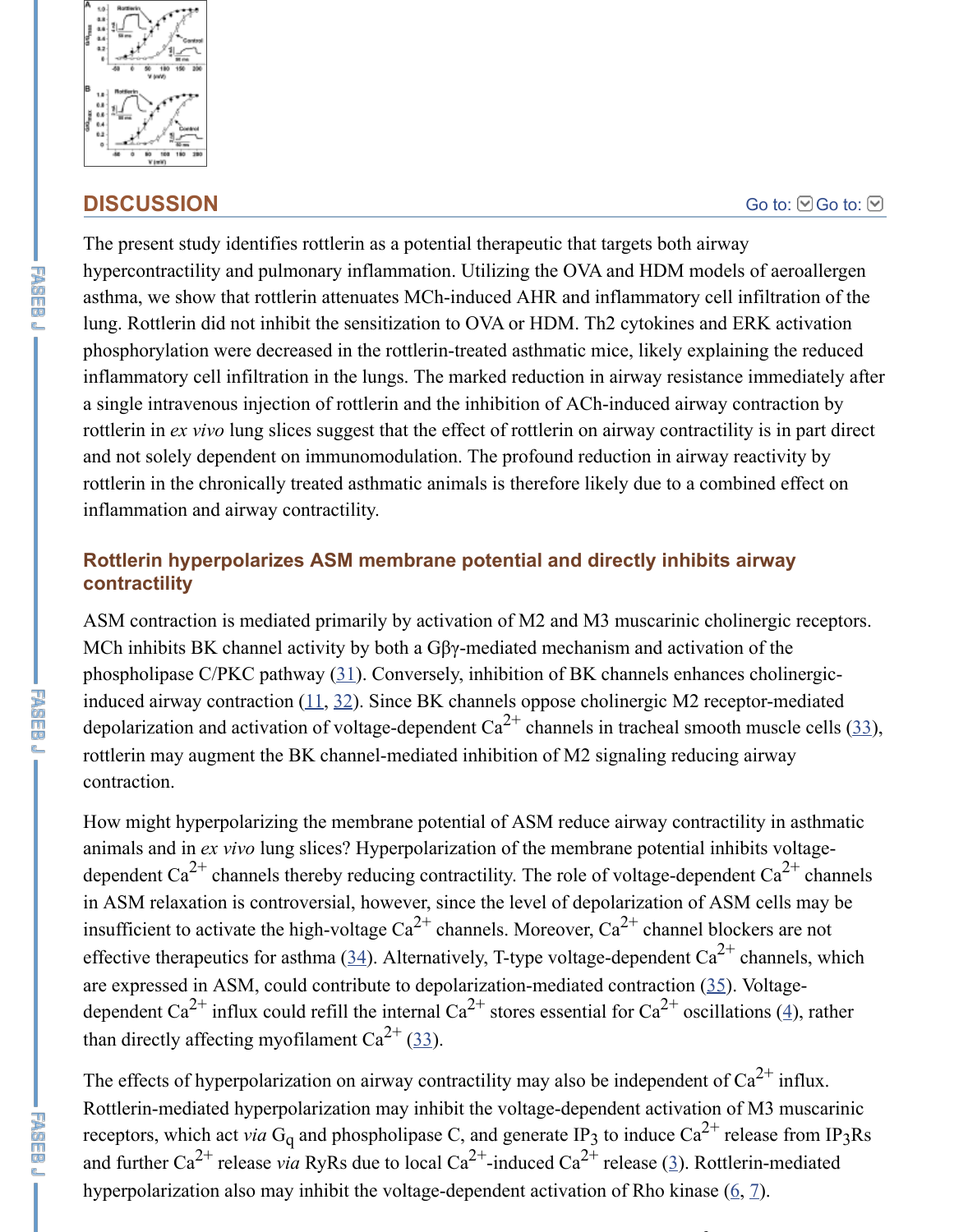## DISCUSSION

The present study identifies rottlerin as a potential therapeutic that targets both airway hypercontractility and pulmonary inflammation. Utilizing the OVA and HDM models of aeroallergen asthma, we show that rottlerin attenuates MCh-induced AHR and inflammatory cell infiltration of the lung. Rottlerin did not inhibit the sensitization to OVA or HDM. Th2 cytokines and ERK activation phosphorylation were decreased in the rottlerin-treated asthmatic mice, likely explaining the reduced inflammatory cell infiltration in the lungs. The marked reduction in airway resistance immediately after a single intravenous injection of rottlerin and the inhibition of ACh-induced airway contraction by rottlerin in *ex vivo* lung slices suggest that the effect of rottlerin on airway contractility is in part direct and not solely dependent on immunomodulation. The profound reduction in airway reactivity by rottlerin in the chronically treated asthmatic animals is therefore likely due to a combined effect on inflammation and airway contractility.

### Rottlerin hyperpolarizes ASM membrane potential and directly inhibits airway contractility

ASM contraction is mediated primarily by activation of M2 and M3 muscarinic cholinergic receptors. MCh inhibits BK channel activity by both a Gβγ-mediated mechanism and activation of the phospholipase C/PKC pathway (31). Conversely, inhibition of BK channels enhances cholinergic-induced airway contraction (11, 32). Since BK channels oppose cholinergic M2 receptor-mediated depolarization and activation of voltage-dependent $Ca^{2+}$ channels in tracheal smooth muscle cells (33), rottlerin may augment the BK channel-mediated inhibition of M2 signaling reducing airway contraction.

How might hyperpolarizing the membrane potential of ASM reduce airway contractility in asthmatic animals and in *ex vivo* lung slices? Hyperpolarization of the membrane potential inhibits voltage-dependent $Ca^{2+}$ channels thereby reducing contractility. The role of voltage-dependent $Ca^{2+}$ channels in ASM relaxation is controversial, however, since the level of depolarization of ASM cells may be insufficient to activate the high-voltage $Ca^{2+}$ channels. Moreover, $Ca^{2+}$ channel blockers are not effective therapeutics for asthma (34). Alternatively, T-type voltage-dependent $Ca^{2+}$ channels, which are expressed in ASM, could contribute to depolarization-mediated contraction (35). Voltage-dependent $Ca^{2+}$ influx could refill the internal $Ca^{2+}$ stores essential for $Ca^{2+}$ oscillations (4), rather than directly affecting myofilament $Ca^{2+}$ (33).

The effects of hyperpolarization on airway contractility may also be independent of $Ca^{2+}$ influx. Rottlerin-mediated hyperpolarization may inhibit the voltage-dependent activation of M3 muscarinic receptors, which act *via* $G_q$ and phospholipase C, and generate $IP_3$ to induce $Ca^{2+}$ release from $IP_3Rs$ and further $Ca^{2+}$ release *via* RyRs due to local $Ca^{2+}$-induced $Ca^{2+}$ release (3). Rottlerin-mediated hyperpolarization also may inhibit the voltage-dependent activation of Rho kinase (6, 7).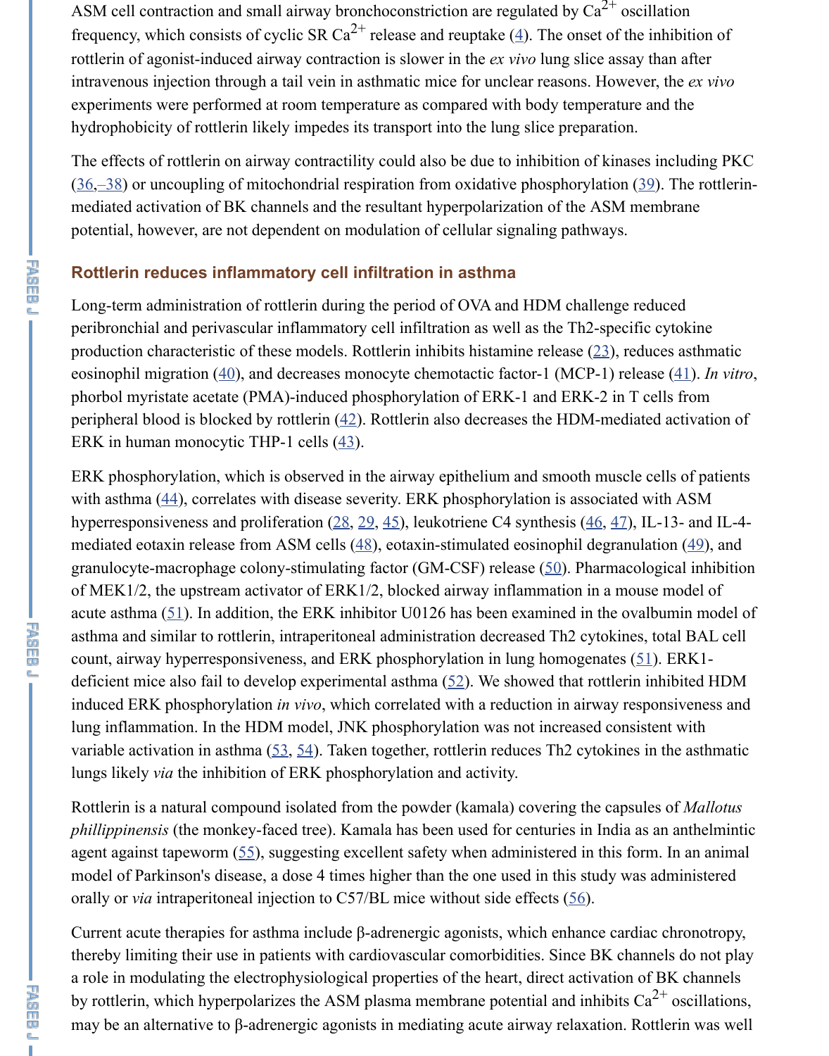ASM cell contraction and small airway bronchoconstriction are regulated by $Ca^{2+}$ oscillation frequency, which consists of cyclic SR $Ca^{2+}$ release and reuptake (4). The onset of the inhibition of rottlerin of agonist-induced airway contraction is slower in the *ex vivo* lung slice assay than after intravenous injection through a tail vein in asthmatic mice for unclear reasons. However, the *ex vivo* experiments were performed at room temperature as compared with body temperature and the hydrophobicity of rottlerin likely impedes its transport into the lung slice preparation.

The effects of rottlerin on airway contractility could also be due to inhibition of kinases including PKC (36,–38) or uncoupling of mitochondrial respiration from oxidative phosphorylation (39). The rottlerin-mediated activation of BK channels and the resultant hyperpolarization of the ASM membrane potential, however, are not dependent on modulation of cellular signaling pathways.

## Rottlerin reduces inflammatory cell infiltration in asthma

Long-term administration of rottlerin during the period of OVA and HDM challenge reduced peribronchial and perivascular inflammatory cell infiltration as well as the Th2-specific cytokine production characteristic of these models. Rottlerin inhibits histamine release (23), reduces asthmatic eosinophil migration (40), and decreases monocyte chemotactic factor-1 (MCP-1) release (41). *In vitro*, phorbol myristate acetate (PMA)-induced phosphorylation of ERK-1 and ERK-2 in T cells from peripheral blood is blocked by rottlerin (42). Rottlerin also decreases the HDM-mediated activation of ERK in human monocytic THP-1 cells (43).

ERK phosphorylation, which is observed in the airway epithelium and smooth muscle cells of patients with asthma (44), correlates with disease severity. ERK phosphorylation is associated with ASM hyperresponsiveness and proliferation (28, 29, 45), leukotriene C4 synthesis (46, 47), IL-13- and IL-4-mediated eotaxin release from ASM cells (48), eotaxin-stimulated eosinophil degranulation (49), and granulocyte-macrophage colony-stimulating factor (GM-CSF) release (50). Pharmacological inhibition of MEK1/2, the upstream activator of ERK1/2, blocked airway inflammation in a mouse model of acute asthma (51). In addition, the ERK inhibitor U0126 has been examined in the ovalbumin model of asthma and similar to rottlerin, intraperitoneal administration decreased Th2 cytokines, total BAL cell count, airway hyperresponsiveness, and ERK phosphorylation in lung homogenates (51). ERK1-deficient mice also fail to develop experimental asthma (52). We showed that rottlerin inhibited HDM induced ERK phosphorylation *in vivo*, which correlated with a reduction in airway responsiveness and lung inflammation. In the HDM model, JNK phosphorylation was not increased consistent with variable activation in asthma (53, 54). Taken together, rottlerin reduces Th2 cytokines in the asthmatic lungs likely *via* the inhibition of ERK phosphorylation and activity.

Rottlerin is a natural compound isolated from the powder (kamala) covering the capsules of *Mallotus phillippinensis* (the monkey-faced tree). Kamala has been used for centuries in India as an anthelmintic agent against tapeworm (55), suggesting excellent safety when administered in this form. In an animal model of Parkinson's disease, a dose 4 times higher than the one used in this study was administered orally or *via* intraperitoneal injection to C57/BL mice without side effects (56).

Current acute therapies for asthma include β-adrenergic agonists, which enhance cardiac chronotropy, thereby limiting their use in patients with cardiovascular comorbidities. Since BK channels do not play a role in modulating the electrophysiological properties of the heart, direct activation of BK channels by rottlerin, which hyperpolarizes the ASM plasma membrane potential and inhibits $Ca^{2+}$ oscillations, may be an alternative to β-adrenergic agonists in mediating acute airway relaxation. Rottlerin was well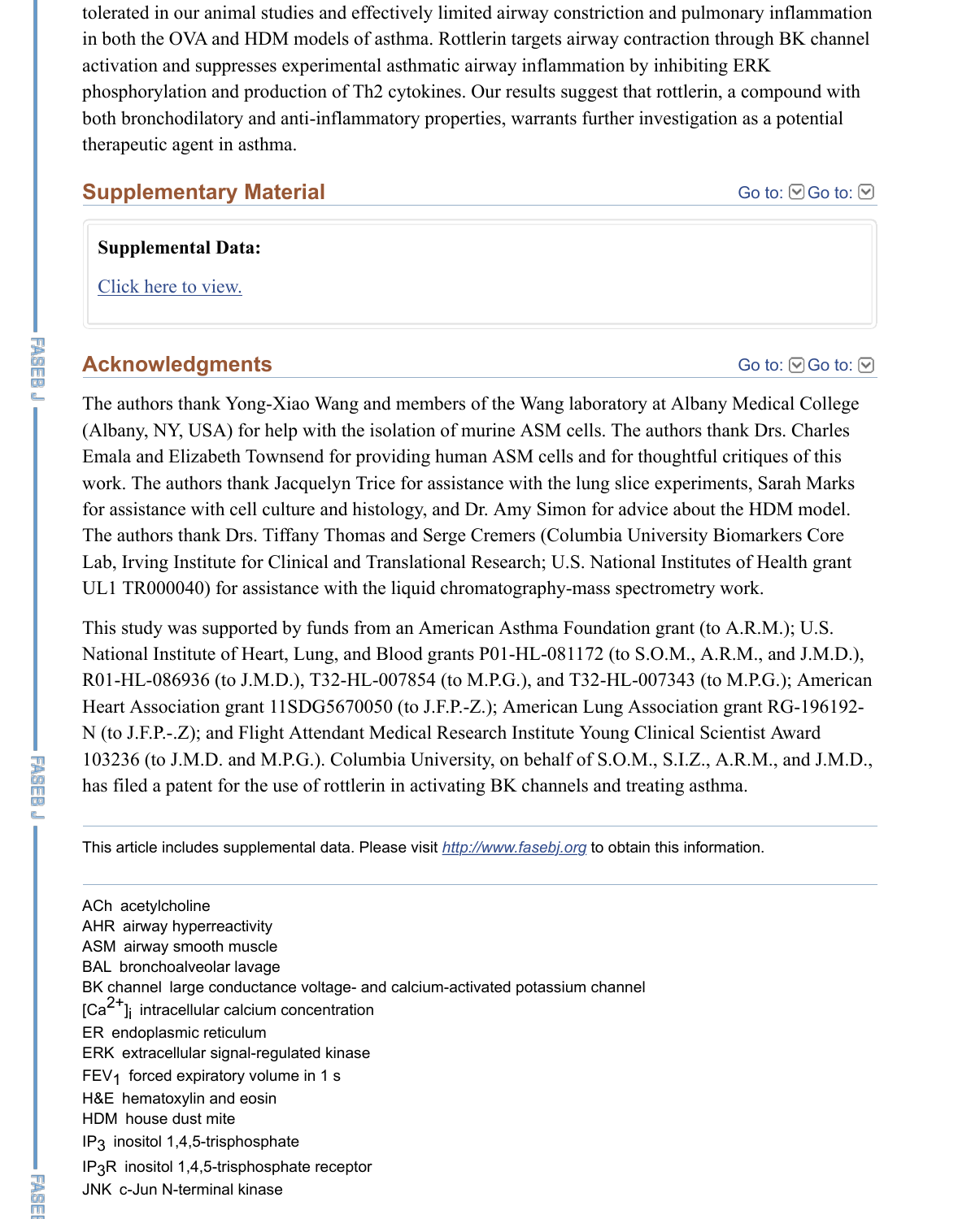tolerated in our animal studies and effectively limited airway constriction and pulmonary inflammation in both the OVA and HDM models of asthma. Rottlerin targets airway contraction through BK channel activation and suppresses experimental asthmatic airway inflammation by inhibiting ERK phosphorylation and production of Th2 cytokines. Our results suggest that rottlerin, a compound with both bronchodilatory and anti-inflammatory properties, warrants further investigation as a potential therapeutic agent in asthma.

## Supplementary Material

**Supplemental Data:**

Click here to view.

## Acknowledgments

The authors thank Yong-Xiao Wang and members of the Wang laboratory at Albany Medical College (Albany, NY, USA) for help with the isolation of murine ASM cells. The authors thank Drs. Charles Emala and Elizabeth Townsend for providing human ASM cells and for thoughtful critiques of this work. The authors thank Jacquelyn Trice for assistance with the lung slice experiments, Sarah Marks for assistance with cell culture and histology, and Dr. Amy Simon for advice about the HDM model. The authors thank Drs. Tiffany Thomas and Serge Cremers (Columbia University Biomarkers Core Lab, Irving Institute for Clinical and Translational Research; U.S. National Institutes of Health grant UL1 TR000040) for assistance with the liquid chromatography-mass spectrometry work.

This study was supported by funds from an American Asthma Foundation grant (to A.R.M.); U.S. National Institute of Heart, Lung, and Blood grants P01-HL-081172 (to S.O.M., A.R.M., and J.M.D.), R01-HL-086936 (to J.M.D.), T32-HL-007854 (to M.P.G.), and T32-HL-007343 (to M.P.G.); American Heart Association grant 11SDG5670050 (to J.F.P.-Z.); American Lung Association grant RG-196192-N (to J.F.P.-Z); and Flight Attendant Medical Research Institute Young Clinical Scientist Award 103236 (to J.M.D. and M.P.G.). Columbia University, on behalf of S.O.M., S.I.Z., A.R.M., and J.M.D., has filed a patent for the use of rottlerin in activating BK channels and treating asthma.

---

This article includes supplemental data. Please visit http://www.fasebj.org to obtain this information.

---

ACh acetylcholine
AHR airway hyperreactivity
ASM airway smooth muscle
BAL bronchoalveolar lavage
BK channel large conductance voltage- and calcium-activated potassium channel
$[Ca^{2+}]_i$ intracellular calcium concentration
ER endoplasmic reticulum
ERK extracellular signal-regulated kinase
$FEV_1$ forced expiratory volume in 1 s
H&E hematoxylin and eosin
HDM house dust mite
$IP_3$ inositol 1,4,5-trisphosphate
$IP_3R$ inositol 1,4,5-trisphosphate receptor
JNK c-Jun N-terminal kinase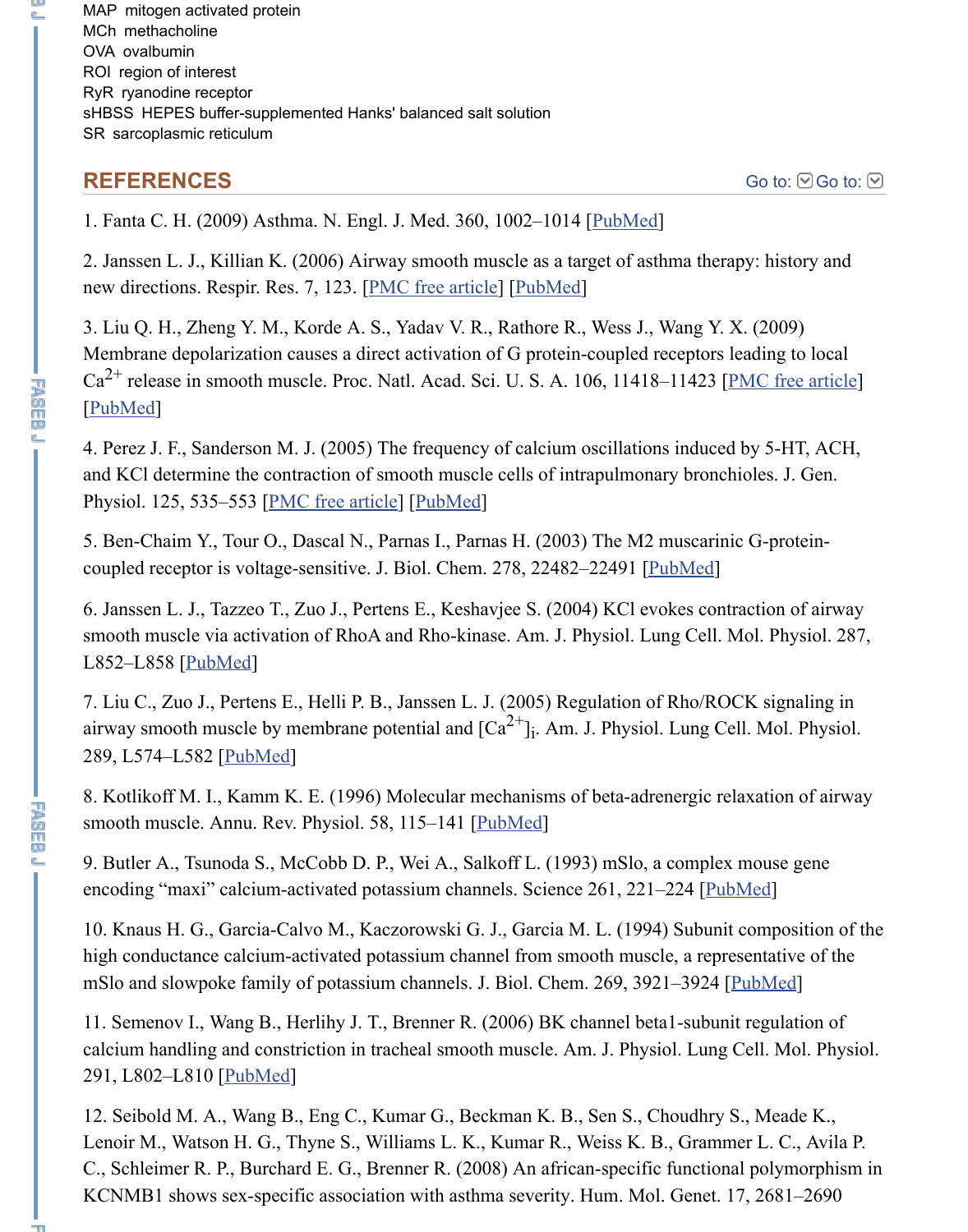MAP mitogen activated protein
MCh methacholine
OVA ovalbumin
ROI region of interest
RyR ryanodine receptor
sHBSS HEPES buffer-supplemented Hanks' balanced salt solution
SR sarcoplasmic reticulum

## REFERENCES

1. Fanta C. H. (2009) Asthma. N. Engl. J. Med. 360, 1002–1014 [PubMed]

2. Janssen L. J., Killian K. (2006) Airway smooth muscle as a target of asthma therapy: history and new directions. Respir. Res. 7, 123. [PMC free article] [PubMed]

3. Liu Q. H., Zheng Y. M., Korde A. S., Yadav V. R., Rathore R., Wess J., Wang Y. X. (2009) Membrane depolarization causes a direct activation of G protein-coupled receptors leading to local $Ca^{2+}$ release in smooth muscle. Proc. Natl. Acad. Sci. U. S. A. 106, 11418–11423 [PMC free article] [PubMed]

4. Perez J. F., Sanderson M. J. (2005) The frequency of calcium oscillations induced by 5-HT, ACH, and KCl determine the contraction of smooth muscle cells of intrapulmonary bronchioles. J. Gen. Physiol. 125, 535–553 [PMC free article] [PubMed]

5. Ben-Chaim Y., Tour O., Dascal N., Parnas I., Parnas H. (2003) The M2 muscarinic G-protein-coupled receptor is voltage-sensitive. J. Biol. Chem. 278, 22482–22491 [PubMed]

6. Janssen L. J., Tazzeo T., Zuo J., Pertens E., Keshavjee S. (2004) KCl evokes contraction of airway smooth muscle via activation of RhoA and Rho-kinase. Am. J. Physiol. Lung Cell. Mol. Physiol. 287, L852–L858 [PubMed]

7. Liu C., Zuo J., Pertens E., Helli P. B., Janssen L. J. (2005) Regulation of Rho/ROCK signaling in airway smooth muscle by membrane potential and $[Ca^{2+}]_i$. Am. J. Physiol. Lung Cell. Mol. Physiol. 289, L574–L582 [PubMed]

8. Kotlikoff M. I., Kamm K. E. (1996) Molecular mechanisms of beta-adrenergic relaxation of airway smooth muscle. Annu. Rev. Physiol. 58, 115–141 [PubMed]

9. Butler A., Tsunoda S., McCobb D. P., Wei A., Salkoff L. (1993) mSlo, a complex mouse gene encoding "maxi" calcium-activated potassium channels. Science 261, 221–224 [PubMed]

10. Knaus H. G., Garcia-Calvo M., Kaczorowski G. J., Garcia M. L. (1994) Subunit composition of the high conductance calcium-activated potassium channel from smooth muscle, a representative of the mSlo and slowpoke family of potassium channels. J. Biol. Chem. 269, 3921–3924 [PubMed]

11. Semenov I., Wang B., Herlihy J. T., Brenner R. (2006) BK channel beta1-subunit regulation of calcium handling and constriction in tracheal smooth muscle. Am. J. Physiol. Lung Cell. Mol. Physiol. 291, L802–L810 [PubMed]

12. Seibold M. A., Wang B., Eng C., Kumar G., Beckman K. B., Sen S., Choudhry S., Meade K., Lenoir M., Watson H. G., Thyne S., Williams L. K., Kumar R., Weiss K. B., Grammer L. C., Avila P. C., Schleimer R. P., Burchard E. G., Brenner R. (2008) An african-specific functional polymorphism in KCNMB1 shows sex-specific association with asthma severity. Hum. Mol. Genet. 17, 2681–2690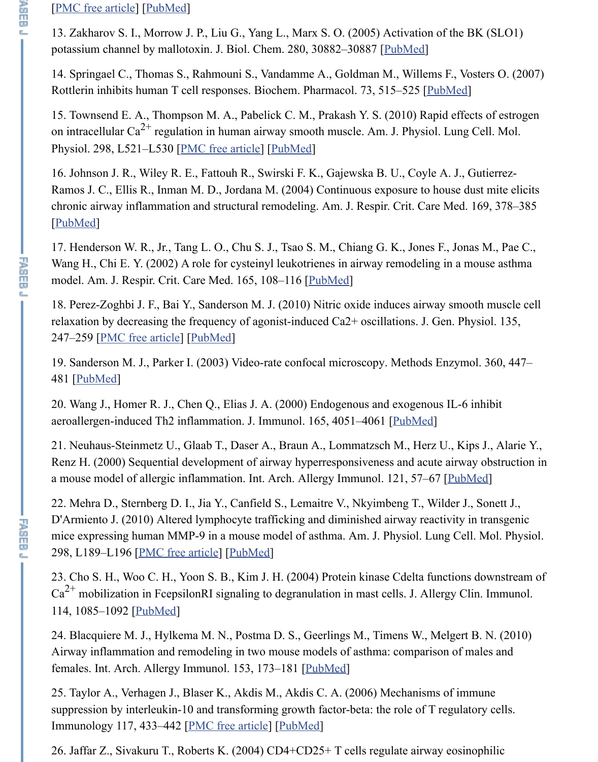[PMC free article] [PubMed]

13. Zakharov S. I., Morrow J. P., Liu G., Yang L., Marx S. O. (2005) Activation of the BK (SLO1) potassium channel by mallotoxin. J. Biol. Chem. 280, 30882–30887 [PubMed]

14. Springael C., Thomas S., Rahmouni S., Vandamme A., Goldman M., Willems F., Vosters O. (2007) Rottlerin inhibits human T cell responses. Biochem. Pharmacol. 73, 515–525 [PubMed]

15. Townsend E. A., Thompson M. A., Pabelick C. M., Prakash Y. S. (2010) Rapid effects of estrogen on intracellular $Ca^{2+}$ regulation in human airway smooth muscle. Am. J. Physiol. Lung Cell. Mol. Physiol. 298, L521–L530 [PMC free article] [PubMed]

16. Johnson J. R., Wiley R. E., Fattouh R., Swirski F. K., Gajewska B. U., Coyle A. J., Gutierrez-Ramos J. C., Ellis R., Inman M. D., Jordana M. (2004) Continuous exposure to house dust mite elicits chronic airway inflammation and structural remodeling. Am. J. Respir. Crit. Care Med. 169, 378–385 [PubMed]

17. Henderson W. R., Jr., Tang L. O., Chu S. J., Tsao S. M., Chiang G. K., Jones F., Jonas M., Pae C., Wang H., Chi E. Y. (2002) A role for cysteinyl leukotrienes in airway remodeling in a mouse asthma model. Am. J. Respir. Crit. Care Med. 165, 108–116 [PubMed]

18. Perez-Zoghbi J. F., Bai Y., Sanderson M. J. (2010) Nitric oxide induces airway smooth muscle cell relaxation by decreasing the frequency of agonist-induced Ca2+ oscillations. J. Gen. Physiol. 135, 247–259 [PMC free article] [PubMed]

19. Sanderson M. J., Parker I. (2003) Video-rate confocal microscopy. Methods Enzymol. 360, 447–481 [PubMed]

20. Wang J., Homer R. J., Chen Q., Elias J. A. (2000) Endogenous and exogenous IL-6 inhibit aeroallergen-induced Th2 inflammation. J. Immunol. 165, 4051–4061 [PubMed]

21. Neuhaus-Steinmetz U., Glaab T., Daser A., Braun A., Lommatzsch M., Herz U., Kips J., Alarie Y., Renz H. (2000) Sequential development of airway hyperresponsiveness and acute airway obstruction in a mouse model of allergic inflammation. Int. Arch. Allergy Immunol. 121, 57–67 [PubMed]

22. Mehra D., Sternberg D. I., Jia Y., Canfield S., Lemaitre V., Nkyimbeng T., Wilder J., Sonett J., D'Armiento J. (2010) Altered lymphocyte trafficking and diminished airway reactivity in transgenic mice expressing human MMP-9 in a mouse model of asthma. Am. J. Physiol. Lung Cell. Mol. Physiol. 298, L189–L196 [PMC free article] [PubMed]

23. Cho S. H., Woo C. H., Yoon S. B., Kim J. H. (2004) Protein kinase Cdelta functions downstream of $Ca^{2+}$ mobilization in FcepsilonRI signaling to degranulation in mast cells. J. Allergy Clin. Immunol. 114, 1085–1092 [PubMed]

24. Blacquiere M. J., Hylkema M. N., Postma D. S., Geerlings M., Timens W., Melgert B. N. (2010) Airway inflammation and remodeling in two mouse models of asthma: comparison of males and females. Int. Arch. Allergy Immunol. 153, 173–181 [PubMed]

25. Taylor A., Verhagen J., Blaser K., Akdis M., Akdis C. A. (2006) Mechanisms of immune suppression by interleukin-10 and transforming growth factor-beta: the role of T regulatory cells. Immunology 117, 433–442 [PMC free article] [PubMed]

26. Jaffar Z., Sivakuru T., Roberts K. (2004) CD4+CD25+ T cells regulate airway eosinophilic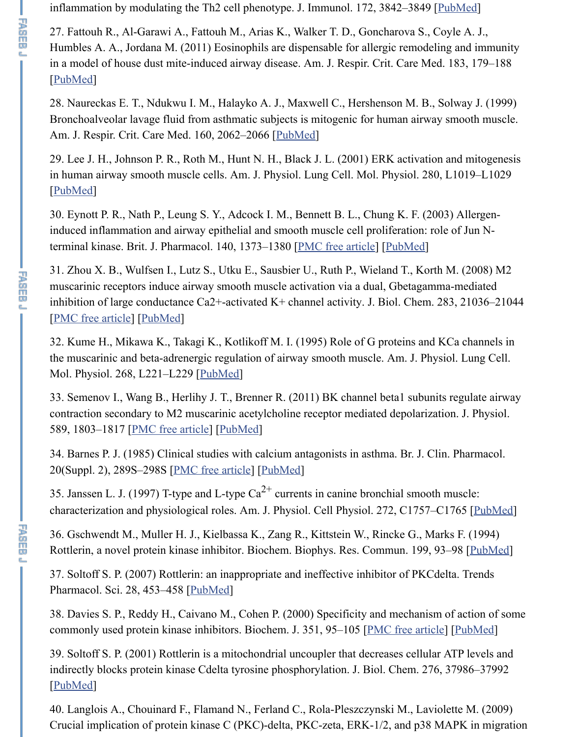inflammation by modulating the Th2 cell phenotype. J. Immunol. 172, 3842–3849 [PubMed]

27. Fattouh R., Al-Garawi A., Fattouh M., Arias K., Walker T. D., Goncharova S., Coyle A. J., Humbles A. A., Jordana M. (2011) Eosinophils are dispensable for allergic remodeling and immunity in a model of house dust mite-induced airway disease. Am. J. Respir. Crit. Care Med. 183, 179–188 [PubMed]

28. Naureckas E. T., Ndukwu I. M., Halayko A. J., Maxwell C., Hershenson M. B., Solway J. (1999) Bronchoalveolar lavage fluid from asthmatic subjects is mitogenic for human airway smooth muscle. Am. J. Respir. Crit. Care Med. 160, 2062–2066 [PubMed]

29. Lee J. H., Johnson P. R., Roth M., Hunt N. H., Black J. L. (2001) ERK activation and mitogenesis in human airway smooth muscle cells. Am. J. Physiol. Lung Cell. Mol. Physiol. 280, L1019–L1029 [PubMed]

30. Eynott P. R., Nath P., Leung S. Y., Adcock I. M., Bennett B. L., Chung K. F. (2003) Allergen-induced inflammation and airway epithelial and smooth muscle cell proliferation: role of Jun N-terminal kinase. Brit. J. Pharmacol. 140, 1373–1380 [PMC free article] [PubMed]

31. Zhou X. B., Wulfsen I., Lutz S., Utku E., Sausbier U., Ruth P., Wieland T., Korth M. (2008) M2 muscarinic receptors induce airway smooth muscle activation via a dual, Gbetagamma-mediated inhibition of large conductance Ca2+-activated K+ channel activity. J. Biol. Chem. 283, 21036–21044 [PMC free article] [PubMed]

32. Kume H., Mikawa K., Takagi K., Kotlikoff M. I. (1995) Role of G proteins and KCa channels in the muscarinic and beta-adrenergic regulation of airway smooth muscle. Am. J. Physiol. Lung Cell. Mol. Physiol. 268, L221–L229 [PubMed]

33. Semenov I., Wang B., Herlihy J. T., Brenner R. (2011) BK channel beta1 subunits regulate airway contraction secondary to M2 muscarinic acetylcholine receptor mediated depolarization. J. Physiol. 589, 1803–1817 [PMC free article] [PubMed]

34. Barnes P. J. (1985) Clinical studies with calcium antagonists in asthma. Br. J. Clin. Pharmacol. 20(Suppl. 2), 289S–298S [PMC free article] [PubMed]

35. Janssen L. J. (1997) T-type and L-type $Ca^{2+}$ currents in canine bronchial smooth muscle: characterization and physiological roles. Am. J. Physiol. Cell Physiol. 272, C1757–C1765 [PubMed]

36. Gschwendt M., Muller H. J., Kielbassa K., Zang R., Kittstein W., Rincke G., Marks F. (1994) Rottlerin, a novel protein kinase inhibitor. Biochem. Biophys. Res. Commun. 199, 93–98 [PubMed]

37. Soltoff S. P. (2007) Rottlerin: an inappropriate and ineffective inhibitor of PKCdelta. Trends Pharmacol. Sci. 28, 453–458 [PubMed]

38. Davies S. P., Reddy H., Caivano M., Cohen P. (2000) Specificity and mechanism of action of some commonly used protein kinase inhibitors. Biochem. J. 351, 95–105 [PMC free article] [PubMed]

39. Soltoff S. P. (2001) Rottlerin is a mitochondrial uncoupler that decreases cellular ATP levels and indirectly blocks protein kinase Cdelta tyrosine phosphorylation. J. Biol. Chem. 276, 37986–37992 [PubMed]

40. Langlois A., Chouinard F., Flamand N., Ferland C., Rola-Pleszczynski M., Laviolette M. (2009) Crucial implication of protein kinase C (PKC)-delta, PKC-zeta, ERK-1/2, and p38 MAPK in migration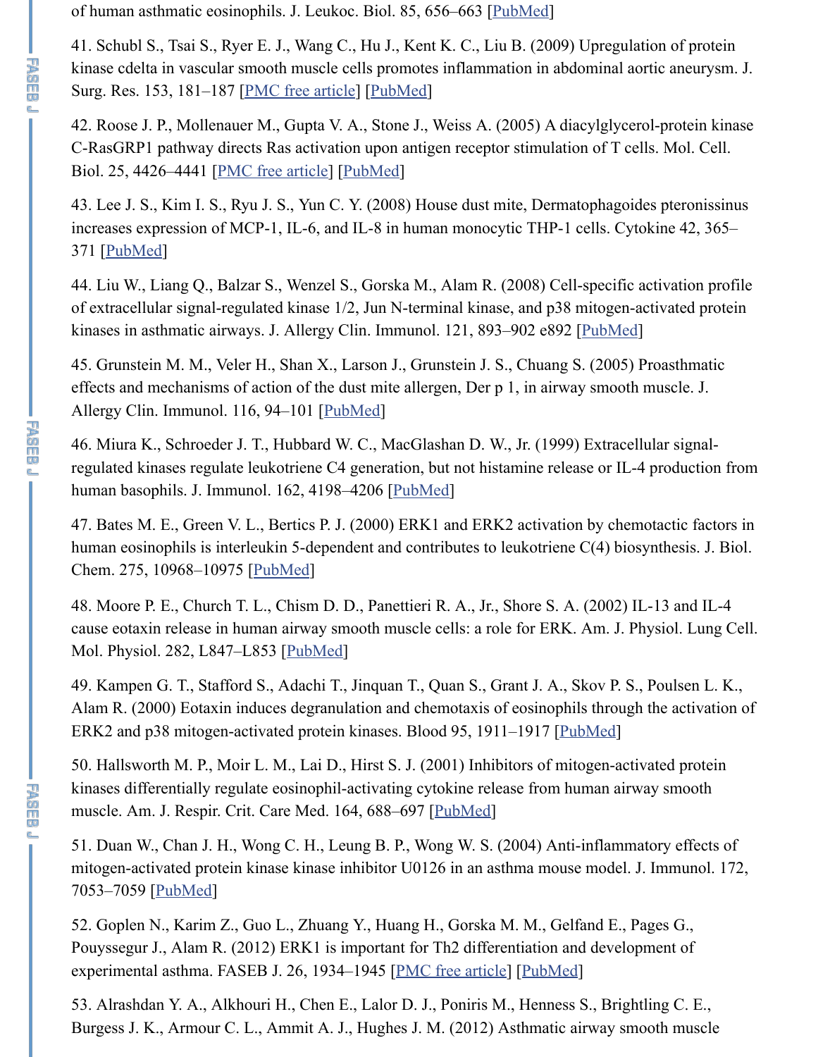of human asthmatic eosinophils. J. Leukoc. Biol. 85, 656–663 [PubMed]

41. Schubl S., Tsai S., Ryer E. J., Wang C., Hu J., Kent K. C., Liu B. (2009) Upregulation of protein kinase cdelta in vascular smooth muscle cells promotes inflammation in abdominal aortic aneurysm. J. Surg. Res. 153, 181–187 [PMC free article] [PubMed]

42. Roose J. P., Mollenauer M., Gupta V. A., Stone J., Weiss A. (2005) A diacylglycerol-protein kinase C-RasGRP1 pathway directs Ras activation upon antigen receptor stimulation of T cells. Mol. Cell. Biol. 25, 4426–4441 [PMC free article] [PubMed]

43. Lee J. S., Kim I. S., Ryu J. S., Yun C. Y. (2008) House dust mite, Dermatophagoides pteronissinus increases expression of MCP-1, IL-6, and IL-8 in human monocytic THP-1 cells. Cytokine 42, 365–371 [PubMed]

44. Liu W., Liang Q., Balzar S., Wenzel S., Gorska M., Alam R. (2008) Cell-specific activation profile of extracellular signal-regulated kinase 1/2, Jun N-terminal kinase, and p38 mitogen-activated protein kinases in asthmatic airways. J. Allergy Clin. Immunol. 121, 893–902 e892 [PubMed]

45. Grunstein M. M., Veler H., Shan X., Larson J., Grunstein J. S., Chuang S. (2005) Proasthmatic effects and mechanisms of action of the dust mite allergen, Der p 1, in airway smooth muscle. J. Allergy Clin. Immunol. 116, 94–101 [PubMed]

46. Miura K., Schroeder J. T., Hubbard W. C., MacGlashan D. W., Jr. (1999) Extracellular signal-regulated kinases regulate leukotriene C4 generation, but not histamine release or IL-4 production from human basophils. J. Immunol. 162, 4198–4206 [PubMed]

47. Bates M. E., Green V. L., Bertics P. J. (2000) ERK1 and ERK2 activation by chemotactic factors in human eosinophils is interleukin 5-dependent and contributes to leukotriene C(4) biosynthesis. J. Biol. Chem. 275, 10968–10975 [PubMed]

48. Moore P. E., Church T. L., Chism D. D., Panettieri R. A., Jr., Shore S. A. (2002) IL-13 and IL-4 cause eotaxin release in human airway smooth muscle cells: a role for ERK. Am. J. Physiol. Lung Cell. Mol. Physiol. 282, L847–L853 [PubMed]

49. Kampen G. T., Stafford S., Adachi T., Jinquan T., Quan S., Grant J. A., Skov P. S., Poulsen L. K., Alam R. (2000) Eotaxin induces degranulation and chemotaxis of eosinophils through the activation of ERK2 and p38 mitogen-activated protein kinases. Blood 95, 1911–1917 [PubMed]

50. Hallsworth M. P., Moir L. M., Lai D., Hirst S. J. (2001) Inhibitors of mitogen-activated protein kinases differentially regulate eosinophil-activating cytokine release from human airway smooth muscle. Am. J. Respir. Crit. Care Med. 164, 688–697 [PubMed]

51. Duan W., Chan J. H., Wong C. H., Leung B. P., Wong W. S. (2004) Anti-inflammatory effects of mitogen-activated protein kinase kinase inhibitor U0126 in an asthma mouse model. J. Immunol. 172, 7053–7059 [PubMed]

52. Goplen N., Karim Z., Guo L., Zhuang Y., Huang H., Gorska M. M., Gelfand E., Pages G., Pouyssegur J., Alam R. (2012) ERK1 is important for Th2 differentiation and development of experimental asthma. FASEB J. 26, 1934–1945 [PMC free article] [PubMed]

53. Alrashdan Y. A., Alkhouri H., Chen E., Lalor D. J., Poniris M., Henness S., Brightling C. E., Burgess J. K., Armour C. L., Ammit A. J., Hughes J. M. (2012) Asthmatic airway smooth muscle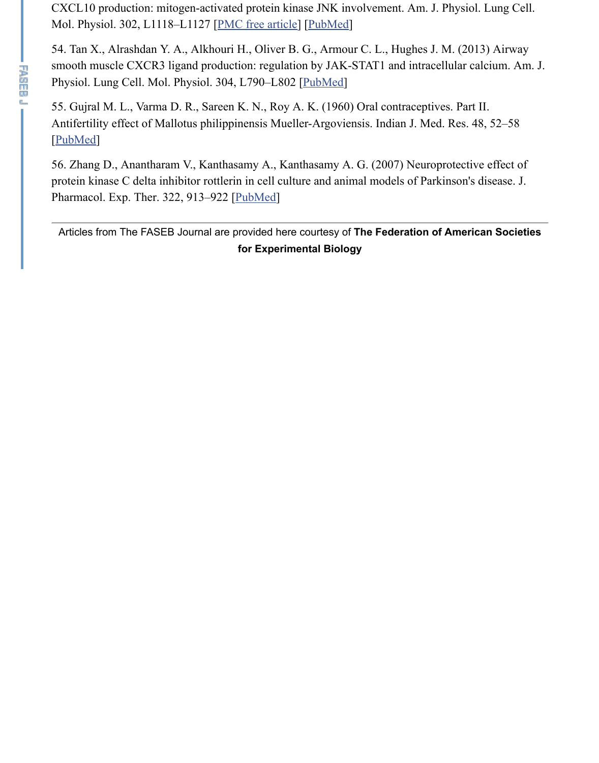CXCL10 production: mitogen-activated protein kinase JNK involvement. Am. J. Physiol. Lung Cell. Mol. Physiol. 302, L1118–L1127 [PMC free article] [PubMed]

54. Tan X., Alrashdan Y. A., Alkhouri H., Oliver B. G., Armour C. L., Hughes J. M. (2013) Airway smooth muscle CXCR3 ligand production: regulation by JAK-STAT1 and intracellular calcium. Am. J. Physiol. Lung Cell. Mol. Physiol. 304, L790–L802 [PubMed]

55. Gujral M. L., Varma D. R., Sareen K. N., Roy A. K. (1960) Oral contraceptives. Part II. Antifertility effect of Mallotus philippinensis Mueller-Argoviensis. Indian J. Med. Res. 48, 52–58 [PubMed]

56. Zhang D., Anantharam V., Kanthasamy A., Kanthasamy A. G. (2007) Neuroprotective effect of protein kinase C delta inhibitor rottlerin in cell culture and animal models of Parkinson's disease. J. Pharmacol. Exp. Ther. 322, 913–922 [PubMed]

---

Articles from The FASEB Journal are provided here courtesy of **The Federation of American Societies for Experimental Biology**